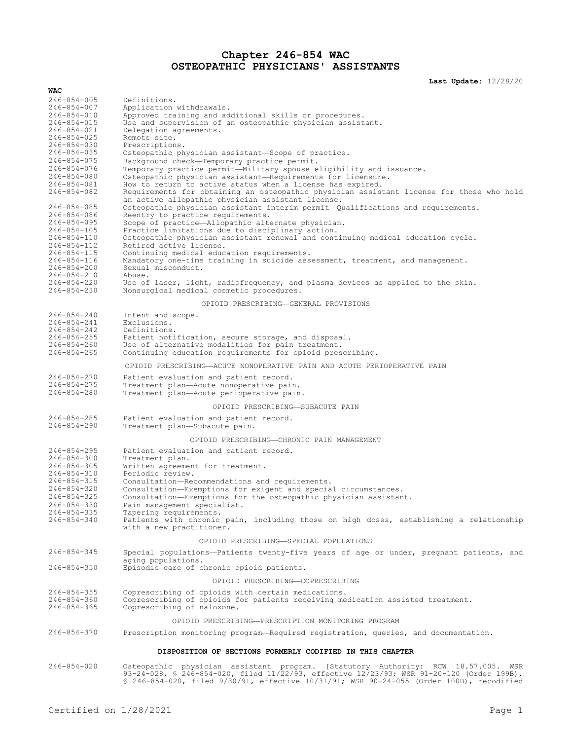# Chapter 246-854 WAC
# OSTEOPATHIC PHYSICIANS' ASSISTANTS

**Last Update:** 12/28/20

**WAC**

| | |
|---|---|
| 246-854-005 | Definitions. |
| 246-854-007 | Application withdrawals. |
| 246-854-010 | Approved training and additional skills or procedures. |
| 246-854-015 | Use and supervision of an osteopathic physician assistant. |
| 246-854-021 | Delegation agreements. |
| 246-854-025 | Remote site. |
| 246-854-030 | Prescriptions. |
| 246-854-035 | Osteopathic physician assistant—Scope of practice. |
| 246-854-075 | Background check—Temporary practice permit. |
| 246-854-076 | Temporary practice permit—Military spouse eligibility and issuance. |
| 246-854-080 | Osteopathic physician assistant—Requirements for licensure. |
| 246-854-081 | How to return to active status when a license has expired. |
| 246-854-082 | Requirements for obtaining an osteopathic physician assistant license for those who hold an active allopathic physician assistant license. |
| 246-854-085 | Osteopathic physician assistant interim permit—Qualifications and requirements. |
| 246-854-086 | Reentry to practice requirements. |
| 246-854-095 | Scope of practice—Allopathic alternate physician. |
| 246-854-105 | Practice limitations due to disciplinary action. |
| 246-854-110 | Osteopathic physician assistant renewal and continuing medical education cycle. |
| 246-854-112 | Retired active license. |
| 246-854-115 | Continuing medical education requirements. |
| 246-854-116 | Mandatory one-time training in suicide assessment, treatment, and management. |
| 246-854-200 | Sexual misconduct. |
| 246-854-210 | Abuse. |
| 246-854-220 | Use of laser, light, radiofrequency, and plasma devices as applied to the skin. |
| 246-854-230 | Nonsurgical medical cosmetic procedures. |

OPIOID PRESCRIBING—GENERAL PROVISIONS

| | |
|---|---|
| 246-854-240 | Intent and scope. |
| 246-854-241 | Exclusions. |
| 246-854-242 | Definitions. |
| 246-854-255 | Patient notification, secure storage, and disposal. |
| 246-854-260 | Use of alternative modalities for pain treatment. |
| 246-854-265 | Continuing education requirements for opioid prescribing. |

OPIOID PRESCRIBING—ACUTE NONOPERATIVE PAIN AND ACUTE PERIOPERATIVE PAIN

| | |
|---|---|
| 246-854-270 | Patient evaluation and patient record. |
| 246-854-275 | Treatment plan—Acute nonoperative pain. |
| 246-854-280 | Treatment plan—Acute perioperative pain. |

OPIOID PRESCRIBING—SUBACUTE PAIN

| | |
|---|---|
| 246-854-285 | Patient evaluation and patient record. |
| 246-854-290 | Treatment plan—Subacute pain. |

OPIOID PRESCRIBING—CHRONIC PAIN MANAGEMENT

| | |
|---|---|
| 246-854-295 | Patient evaluation and patient record. |
| 246-854-300 | Treatment plan. |
| 246-854-305 | Written agreement for treatment. |
| 246-854-310 | Periodic review. |
| 246-854-315 | Consultation—Recommendations and requirements. |
| 246-854-320 | Consultation—Exemptions for exigent and special circumstances. |
| 246-854-325 | Consultation—Exemptions for the osteopathic physician assistant. |
| 246-854-330 | Pain management specialist. |
| 246-854-335 | Tapering requirements. |
| 246-854-340 | Patients with chronic pain, including those on high doses, establishing a relationship with a new practitioner. |

OPIOID PRESCRIBING—SPECIAL POPULATIONS

| | |
|---|---|
| 246-854-345 | Special populations—Patients twenty-five years of age or under, pregnant patients, and aging populations. |
| 246-854-350 | Episodic care of chronic opioid patients. |

OPIOID PRESCRIBING—COPRESCRIBING

| | |
|---|---|
| 246-854-355 | Coprescribing of opioids with certain medications. |
| 246-854-360 | Coprescribing of opioids for patients receiving medication assisted treatment. |
| 246-854-365 | Coprescribing of naloxone. |

OPIOID PRESCRIBING—PRESCRIPTION MONITORING PROGRAM

| | |
|---|---|
| 246-854-370 | Prescription monitoring program—Required registration, queries, and documentation. |

**DISPOSITION OF SECTIONS FORMERLY CODIFIED IN THIS CHAPTER**

| | |
|---|---|
| 246-854-020 | Osteopathic physician assistant program. [Statutory Authority: RCW 18.57.005. WSR 93-24-028, § 246-854-020, filed 11/22/93, effective 12/23/93; WSR 91-20-120 (Order 199B), § 246-854-020, filed 9/30/91, effective 10/31/91; WSR 90-24-055 (Order 100B), recodified |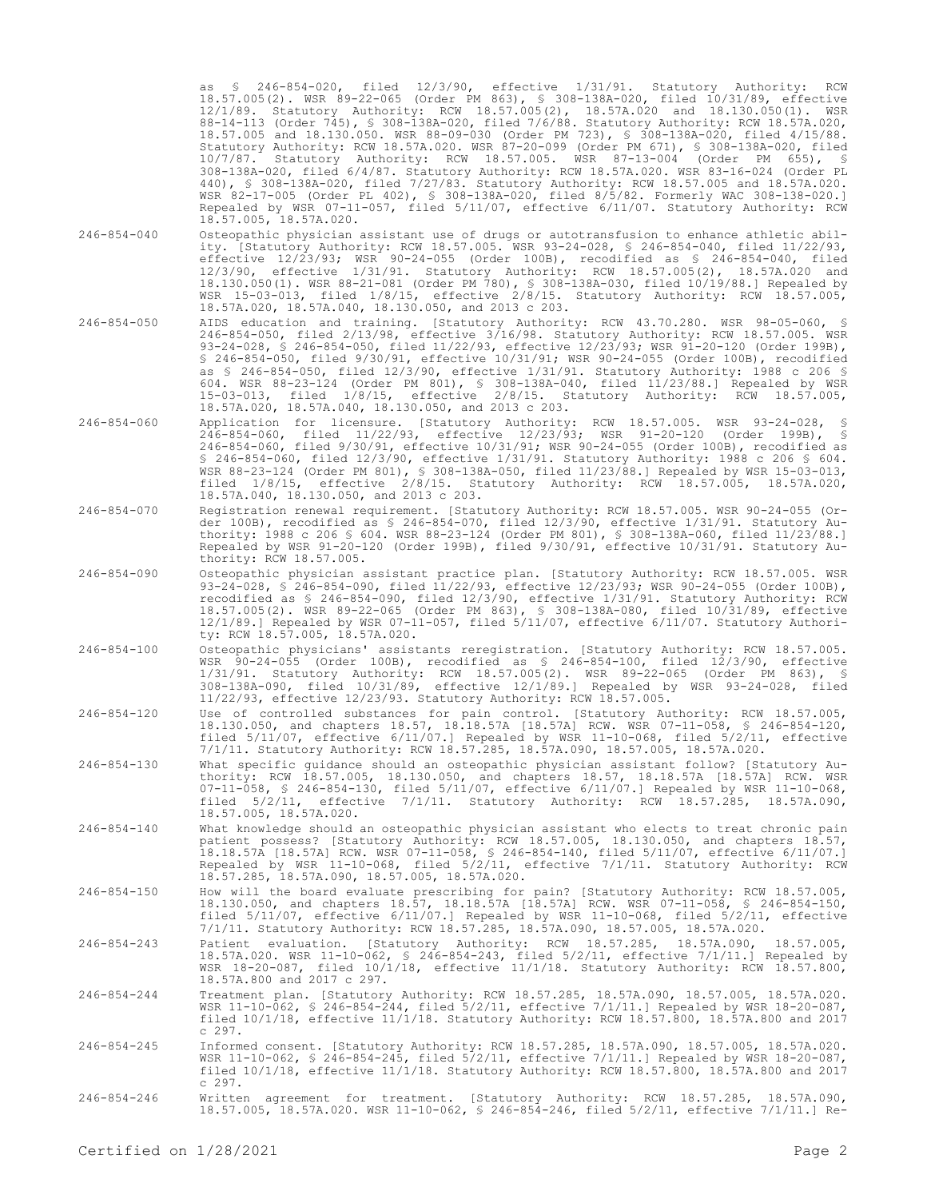as § 246-854-020, filed 12/3/90, effective 1/31/91. Statutory Authority: RCW 18.57.005(2). WSR 89-22-065 (Order PM 863), § 308-138A-020, filed 10/31/89, effective 12/1/89. Statutory Authority: RCW 18.57.005(2), 18.57A.020 and 18.130.050(1). WSR 88-14-113 (Order 745), § 308-138A-020, filed 7/6/88. Statutory Authority: RCW 18.57A.020, 18.57.005 and 18.130.050. WSR 88-09-030 (Order PM 723), § 308-138A-020, filed 4/15/88. Statutory Authority: RCW 18.57A.020. WSR 87-20-099 (Order PM 671), § 308-138A-020, filed 10/7/87. Statutory Authority: RCW 18.57.005. WSR 87-13-004 (Order PM 655), § 308-138A-020, filed 6/4/87. Statutory Authority: RCW 18.57A.020. WSR 83-16-024 (Order PL 440), § 308-138A-020, filed 7/27/83. Statutory Authority: RCW 18.57.005 and 18.57A.020. WSR 82-17-005 (Order PL 402), § 308-138A-020, filed 8/5/82. Formerly WAC 308-138-020.] Repealed by WSR 07-11-057, filed 5/11/07, effective 6/11/07. Statutory Authority: RCW 18.57.005, 18.57A.020.

246-854-040 Osteopathic physician assistant use of drugs or autotransfusion to enhance athletic ability. [Statutory Authority: RCW 18.57.005. WSR 93-24-028, § 246-854-040, filed 11/22/93, effective 12/23/93; WSR 90-24-055 (Order 100B), recodified as § 246-854-040, filed 12/3/90, effective 1/31/91. Statutory Authority: RCW 18.57.005(2), 18.57A.020 and 18.130.050(1). WSR 88-21-081 (Order PM 780), § 308-138A-030, filed 10/19/88.] Repealed by WSR 15-03-013, filed 1/8/15, effective 2/8/15. Statutory Authority: RCW 18.57.005, 18.57A.020, 18.57A.040, 18.130.050, and 2013 c 203.

246-854-050 AIDS education and training. [Statutory Authority: RCW 43.70.280. WSR 98-05-060, § 246-854-050, filed 2/13/98, effective 3/16/98. Statutory Authority: RCW 18.57.005. WSR 93-24-028, § 246-854-050, filed 11/22/93, effective 12/23/93; WSR 91-20-120 (Order 199B), § 246-854-050, filed 9/30/91, effective 10/31/91; WSR 90-24-055 (Order 100B), recodified as § 246-854-050, filed 12/3/90, effective 1/31/91. Statutory Authority: 1988 c 206 § 604. WSR 88-23-124 (Order PM 801), § 308-138A-040, filed 11/23/88.] Repealed by WSR 15-03-013, filed 1/8/15, effective 2/8/15. Statutory Authority: RCW 18.57.005, 18.57A.020, 18.57A.040, 18.130.050, and 2013 c 203.

246-854-060 Application for licensure. [Statutory Authority: RCW 18.57.005. WSR 93-24-028, § 246-854-060, filed 11/22/93, effective 12/23/93; WSR 91-20-120 (Order 199B), § 246-854-060, filed 9/30/91, effective 10/31/91; WSR 90-24-055 (Order 100B), recodified as § 246-854-060, filed 12/3/90, effective 1/31/91. Statutory Authority: 1988 c 206 § 604. WSR 88-23-124 (Order PM 801), § 308-138A-050, filed 11/23/88.] Repealed by WSR 15-03-013, filed 1/8/15, effective 2/8/15. Statutory Authority: RCW 18.57.005, 18.57A.020, 18.57A.040, 18.130.050, and 2013 c 203.

246-854-070 Registration renewal requirement. [Statutory Authority: RCW 18.57.005. WSR 90-24-055 (Order 100B), recodified as § 246-854-070, filed 12/3/90, effective 1/31/91. Statutory Authority: 1988 c 206 § 604. WSR 88-23-124 (Order PM 801), § 308-138A-060, filed 11/23/88.] Repealed by WSR 91-20-120 (Order 199B), filed 9/30/91, effective 10/31/91. Statutory Authority: RCW 18.57.005.

246-854-090 Osteopathic physician assistant practice plan. [Statutory Authority: RCW 18.57.005. WSR 93-24-028, § 246-854-090, filed 11/22/93, effective 12/23/93; WSR 90-24-055 (Order 100B), recodified as § 246-854-090, filed 12/3/90, effective 1/31/91. Statutory Authority: RCW 18.57.005(2). WSR 89-22-065 (Order PM 863), § 308-138A-080, filed 10/31/89, effective 12/1/89.] Repealed by WSR 07-11-057, filed 5/11/07, effective 6/11/07. Statutory Authority: RCW 18.57.005, 18.57A.020.

246-854-100 Osteopathic physicians' assistants reregistration. [Statutory Authority: RCW 18.57.005. WSR 90-24-055 (Order 100B), recodified as § 246-854-100, filed 12/3/90, effective 1/31/91. Statutory Authority: RCW 18.57.005(2). WSR 89-22-065 (Order PM 863), § 308-138A-090, filed 10/31/89, effective 12/1/89.] Repealed by WSR 93-24-028, filed 11/22/93, effective 12/23/93. Statutory Authority: RCW 18.57.005.

246-854-120 Use of controlled substances for pain control. [Statutory Authority: RCW 18.57.005, 18.130.050, and chapters 18.57, 18.18.57A [18.57A] RCW. WSR 07-11-058, § 246-854-120, filed 5/11/07, effective 6/11/07.] Repealed by WSR 11-10-068, filed 5/2/11, effective 7/1/11. Statutory Authority: RCW 18.57.285, 18.57A.090, 18.57.005, 18.57A.020.

246-854-130 What specific guidance should an osteopathic physician assistant follow? [Statutory Authority: RCW 18.57.005, 18.130.050, and chapters 18.57, 18.18.57A [18.57A] RCW. WSR 07-11-058, § 246-854-130, filed 5/11/07, effective 6/11/07.] Repealed by WSR 11-10-068, filed 5/2/11, effective 7/1/11. Statutory Authority: RCW 18.57.285, 18.57A.090, 18.57.005, 18.57A.020.

246-854-140 What knowledge should an osteopathic physician assistant who elects to treat chronic pain patient possess? [Statutory Authority: RCW 18.57.005, 18.130.050, and chapters 18.57, 18.18.57A [18.57A] RCW. WSR 07-11-058, § 246-854-140, filed 5/11/07, effective 6/11/07.] Repealed by WSR 11-10-068, filed 5/2/11, effective 7/1/11. Statutory Authority: RCW 18.57.285, 18.57A.090, 18.57.005, 18.57A.020.

246-854-150 How will the board evaluate prescribing for pain? [Statutory Authority: RCW 18.57.005, 18.130.050, and chapters 18.57, 18.18.57A [18.57A] RCW. WSR 07-11-058, § 246-854-150, filed 5/11/07, effective 6/11/07.] Repealed by WSR 11-10-068, filed 5/2/11, effective 7/1/11. Statutory Authority: RCW 18.57.285, 18.57A.090, 18.57.005, 18.57A.020.

246-854-243 Patient evaluation. [Statutory Authority: RCW 18.57.285, 18.57A.090, 18.57.005, 18.57A.020. WSR 11-10-062, § 246-854-243, filed 5/2/11, effective 7/1/11.] Repealed by WSR 18-20-087, filed 10/1/18, effective 11/1/18. Statutory Authority: RCW 18.57.800, 18.57A.800 and 2017 c 297.

246-854-244 Treatment plan. [Statutory Authority: RCW 18.57.285, 18.57A.090, 18.57.005, 18.57A.020. WSR 11-10-062, § 246-854-244, filed 5/2/11, effective 7/1/11.] Repealed by WSR 18-20-087, filed 10/1/18, effective 11/1/18. Statutory Authority: RCW 18.57.800, 18.57A.800 and 2017 c 297.

246-854-245 Informed consent. [Statutory Authority: RCW 18.57.285, 18.57A.090, 18.57.005, 18.57A.020. WSR 11-10-062, § 246-854-245, filed 5/2/11, effective 7/1/11.] Repealed by WSR 18-20-087, filed 10/1/18, effective 11/1/18. Statutory Authority: RCW 18.57.800, 18.57A.800 and 2017 c 297.

246-854-246 Written agreement for treatment. [Statutory Authority: RCW 18.57.285, 18.57A.090, 18.57.005, 18.57A.020. WSR 11-10-062, § 246-854-246, filed 5/2/11, effective 7/1/11.] Re-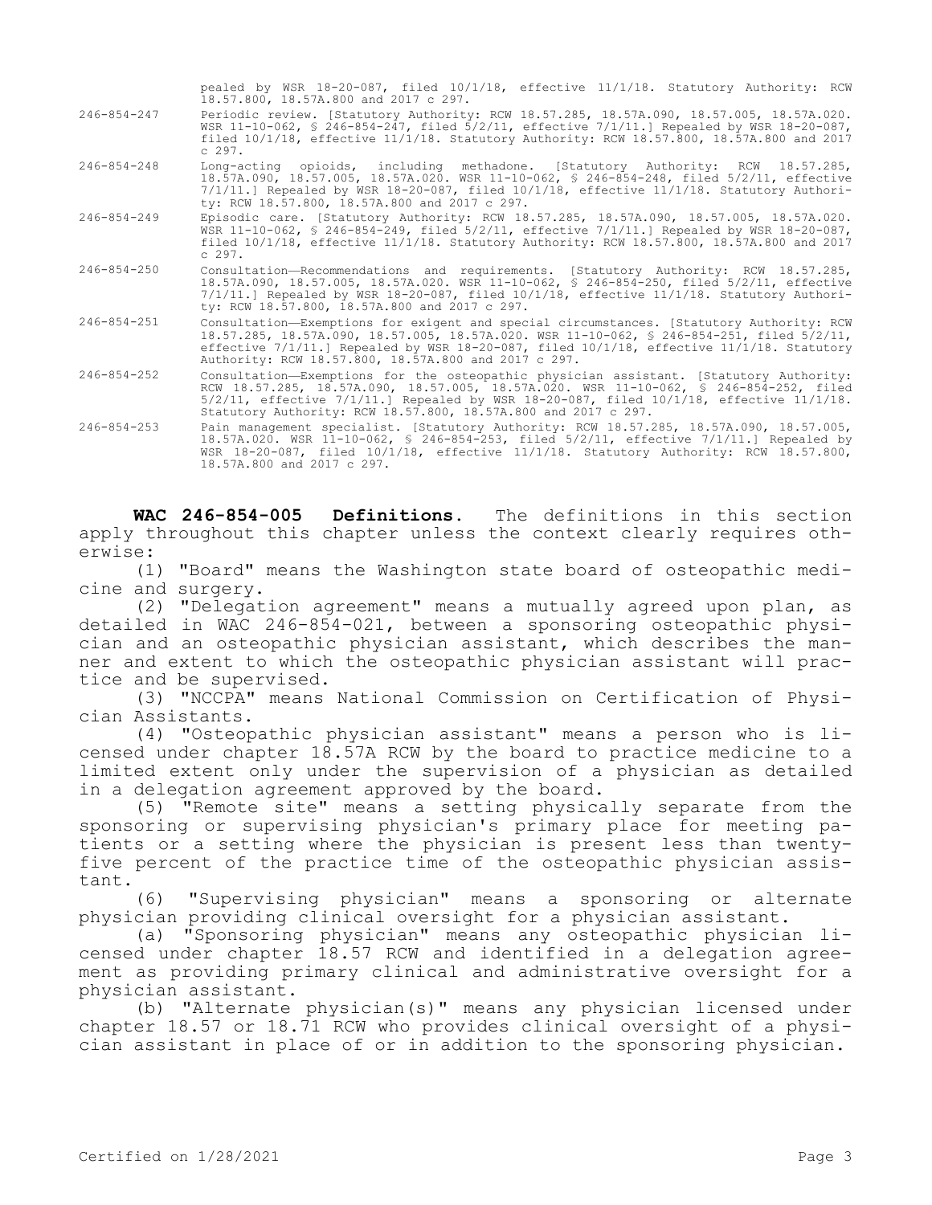pealed by WSR 18-20-087, filed 10/1/18, effective 11/1/18. Statutory Authority: RCW 18.57.800, 18.57A.800 and 2017 c 297.

246-854-247 Periodic review. [Statutory Authority: RCW 18.57.285, 18.57A.090, 18.57.005, 18.57A.020. WSR 11-10-062, § 246-854-247, filed 5/2/11, effective 7/1/11.] Repealed by WSR 18-20-087, filed 10/1/18, effective 11/1/18. Statutory Authority: RCW 18.57.800, 18.57A.800 and 2017 c 297.

246-854-248 Long-acting opioids, including methadone. [Statutory Authority: RCW 18.57.285, 18.57A.090, 18.57.005, 18.57A.020. WSR 11-10-062, § 246-854-248, filed 5/2/11, effective 7/1/11.] Repealed by WSR 18-20-087, filed 10/1/18, effective 11/1/18. Statutory Authority: RCW 18.57.800, 18.57A.800 and 2017 c 297.

246-854-249 Episodic care. [Statutory Authority: RCW 18.57.285, 18.57A.090, 18.57.005, 18.57A.020. WSR 11-10-062, § 246-854-249, filed 5/2/11, effective 7/1/11.] Repealed by WSR 18-20-087, filed 10/1/18, effective 11/1/18. Statutory Authority: RCW 18.57.800, 18.57A.800 and 2017 c 297.

246-854-250 Consultation—Recommendations and requirements. [Statutory Authority: RCW 18.57.285, 18.57A.090, 18.57.005, 18.57A.020. WSR 11-10-062, § 246-854-250, filed 5/2/11, effective 7/1/11.] Repealed by WSR 18-20-087, filed 10/1/18, effective 11/1/18. Statutory Authority: RCW 18.57.800, 18.57A.800 and 2017 c 297.

246-854-251 Consultation—Exemptions for exigent and special circumstances. [Statutory Authority: RCW 18.57.285, 18.57A.090, 18.57.005, 18.57A.020. WSR 11-10-062, § 246-854-251, filed 5/2/11, effective 7/1/11.] Repealed by WSR 18-20-087, filed 10/1/18, effective 11/1/18. Statutory Authority: RCW 18.57.800, 18.57A.800 and 2017 c 297.

246-854-252 Consultation—Exemptions for the osteopathic physician assistant. [Statutory Authority: RCW 18.57.285, 18.57A.090, 18.57.005, 18.57A.020. WSR 11-10-062, § 246-854-252, filed 5/2/11, effective 7/1/11.] Repealed by WSR 18-20-087, filed 10/1/18, effective 11/1/18. Statutory Authority: RCW 18.57.800, 18.57A.800 and 2017 c 297.

246-854-253 Pain management specialist. [Statutory Authority: RCW 18.57.285, 18.57A.090, 18.57.005, 18.57A.020. WSR 11-10-062, § 246-854-253, filed 5/2/11, effective 7/1/11.] Repealed by WSR 18-20-087, filed 10/1/18, effective 11/1/18. Statutory Authority: RCW 18.57.800, 18.57A.800 and 2017 c 297.

**WAC 246-854-005 Definitions.** The definitions in this section apply throughout this chapter unless the context clearly requires otherwise:

(1) "Board" means the Washington state board of osteopathic medicine and surgery.

(2) "Delegation agreement" means a mutually agreed upon plan, as detailed in WAC 246-854-021, between a sponsoring osteopathic physician and an osteopathic physician assistant, which describes the manner and extent to which the osteopathic physician assistant will practice and be supervised.

(3) "NCCPA" means National Commission on Certification of Physician Assistants.

(4) "Osteopathic physician assistant" means a person who is licensed under chapter 18.57A RCW by the board to practice medicine to a limited extent only under the supervision of a physician as detailed in a delegation agreement approved by the board.

(5) "Remote site" means a setting physically separate from the sponsoring or supervising physician's primary place for meeting patients or a setting where the physician is present less than twenty-five percent of the practice time of the osteopathic physician assistant.

(6) "Supervising physician" means a sponsoring or alternate physician providing clinical oversight for a physician assistant.

(a) "Sponsoring physician" means any osteopathic physician licensed under chapter 18.57 RCW and identified in a delegation agreement as providing primary clinical and administrative oversight for a physician assistant.

(b) "Alternate physician(s)" means any physician licensed under chapter 18.57 or 18.71 RCW who provides clinical oversight of a physician assistant in place of or in addition to the sponsoring physician.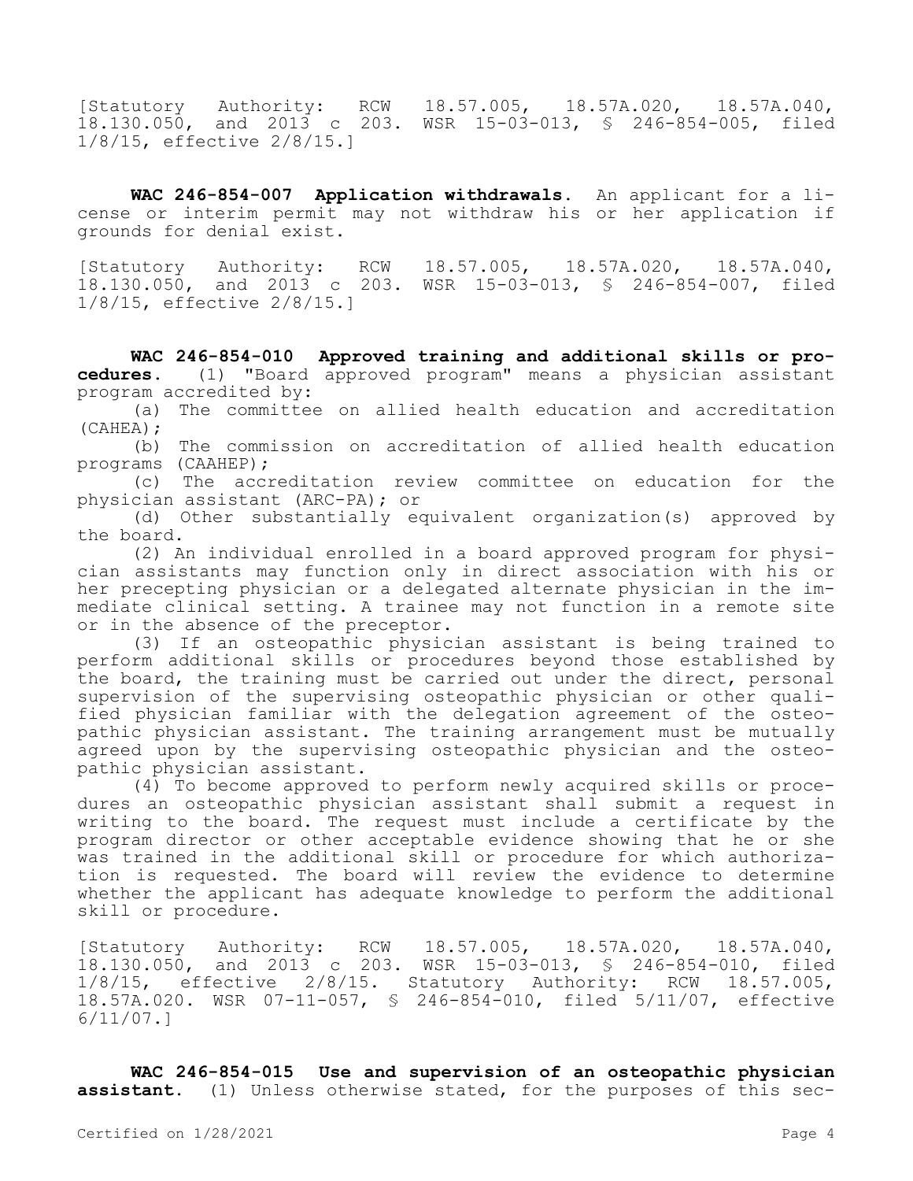[Statutory Authority: RCW 18.57.005, 18.57A.020, 18.57A.040, 18.130.050, and 2013 c 203. WSR 15-03-013, § 246-854-005, filed 1/8/15, effective 2/8/15.]

**WAC 246-854-007 Application withdrawals.** An applicant for a license or interim permit may not withdraw his or her application if grounds for denial exist.

[Statutory Authority: RCW 18.57.005, 18.57A.020, 18.57A.040, 18.130.050, and 2013 c 203. WSR 15-03-013, § 246-854-007, filed 1/8/15, effective 2/8/15.]

**WAC 246-854-010 Approved training and additional skills or procedures.** (1) "Board approved program" means a physician assistant program accredited by:

(a) The committee on allied health education and accreditation (CAHEA);

(b) The commission on accreditation of allied health education programs (CAAHEP);

(c) The accreditation review committee on education for the physician assistant (ARC-PA); or

(d) Other substantially equivalent organization(s) approved by the board.

(2) An individual enrolled in a board approved program for physician assistants may function only in direct association with his or her precepting physician or a delegated alternate physician in the immediate clinical setting. A trainee may not function in a remote site or in the absence of the preceptor.

(3) If an osteopathic physician assistant is being trained to perform additional skills or procedures beyond those established by the board, the training must be carried out under the direct, personal supervision of the supervising osteopathic physician or other qualified physician familiar with the delegation agreement of the osteopathic physician assistant. The training arrangement must be mutually agreed upon by the supervising osteopathic physician and the osteopathic physician assistant.

(4) To become approved to perform newly acquired skills or procedures an osteopathic physician assistant shall submit a request in writing to the board. The request must include a certificate by the program director or other acceptable evidence showing that he or she was trained in the additional skill or procedure for which authorization is requested. The board will review the evidence to determine whether the applicant has adequate knowledge to perform the additional skill or procedure.

[Statutory Authority: RCW 18.57.005, 18.57A.020, 18.57A.040, 18.130.050, and 2013 c 203. WSR 15-03-013, § 246-854-010, filed 1/8/15, effective 2/8/15. Statutory Authority: RCW 18.57.005, 18.57A.020. WSR 07-11-057, § 246-854-010, filed 5/11/07, effective 6/11/07.]

**WAC 246-854-015 Use and supervision of an osteopathic physician assistant.** (1) Unless otherwise stated, for the purposes of this sec-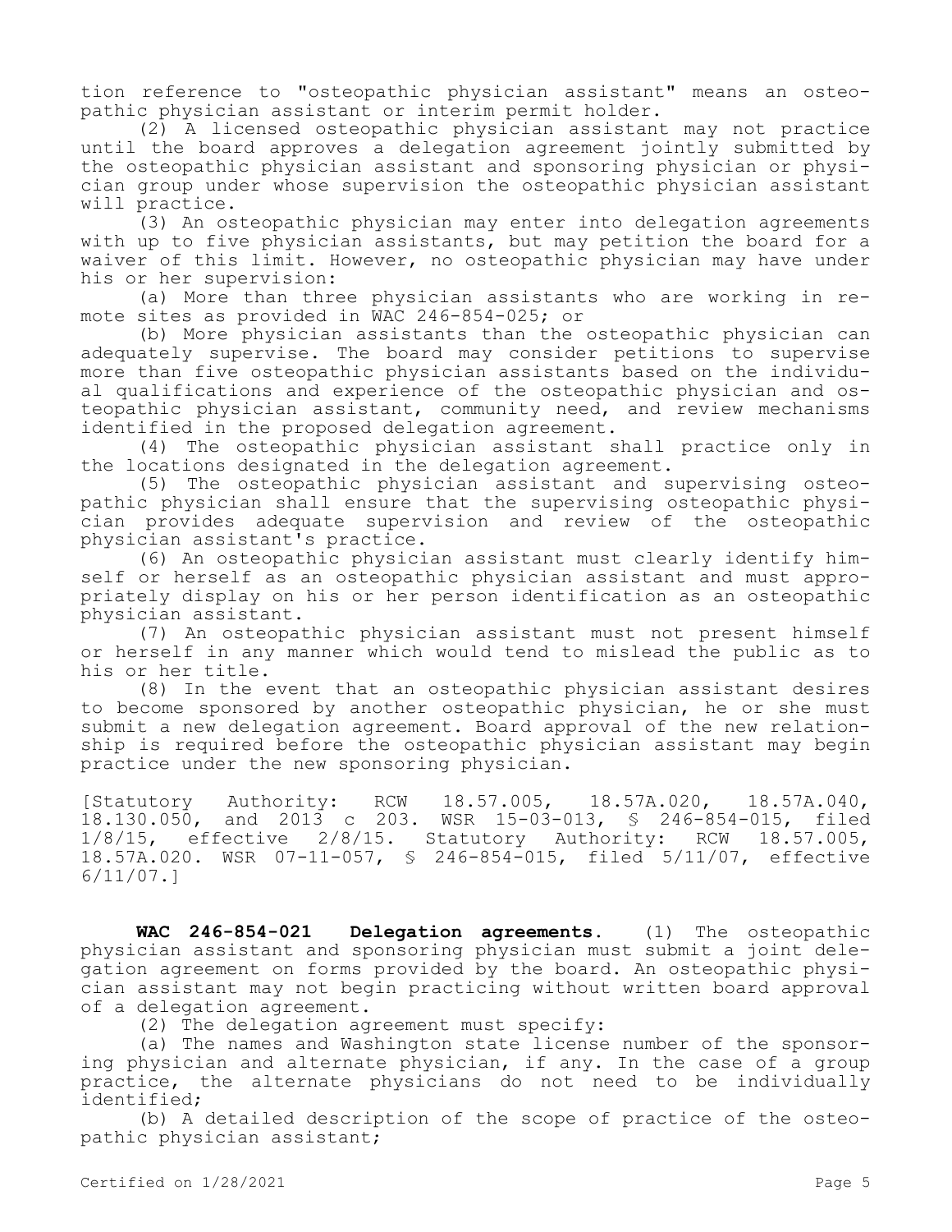tion reference to "osteopathic physician assistant" means an osteopathic physician assistant or interim permit holder.

(2) A licensed osteopathic physician assistant may not practice until the board approves a delegation agreement jointly submitted by the osteopathic physician assistant and sponsoring physician or physician group under whose supervision the osteopathic physician assistant will practice.

(3) An osteopathic physician may enter into delegation agreements with up to five physician assistants, but may petition the board for a waiver of this limit. However, no osteopathic physician may have under his or her supervision:

(a) More than three physician assistants who are working in remote sites as provided in WAC 246-854-025; or

(b) More physician assistants than the osteopathic physician can adequately supervise. The board may consider petitions to supervise more than five osteopathic physician assistants based on the individual qualifications and experience of the osteopathic physician and osteopathic physician assistant, community need, and review mechanisms identified in the proposed delegation agreement.

(4) The osteopathic physician assistant shall practice only in the locations designated in the delegation agreement.

(5) The osteopathic physician assistant and supervising osteopathic physician shall ensure that the supervising osteopathic physician provides adequate supervision and review of the osteopathic physician assistant's practice.

(6) An osteopathic physician assistant must clearly identify himself or herself as an osteopathic physician assistant and must appropriately display on his or her person identification as an osteopathic physician assistant.

(7) An osteopathic physician assistant must not present himself or herself in any manner which would tend to mislead the public as to his or her title.

(8) In the event that an osteopathic physician assistant desires to become sponsored by another osteopathic physician, he or she must submit a new delegation agreement. Board approval of the new relationship is required before the osteopathic physician assistant may begin practice under the new sponsoring physician.

[Statutory Authority: RCW 18.57.005, 18.57A.020, 18.57A.040, 18.130.050, and 2013 c 203. WSR 15-03-013, § 246-854-015, filed 1/8/15, effective 2/8/15. Statutory Authority: RCW 18.57.005, 18.57A.020. WSR 07-11-057, § 246-854-015, filed 5/11/07, effective 6/11/07.]

**WAC 246-854-021 Delegation agreements.** (1) The osteopathic physician assistant and sponsoring physician must submit a joint delegation agreement on forms provided by the board. An osteopathic physician assistant may not begin practicing without written board approval of a delegation agreement.

(2) The delegation agreement must specify:

(a) The names and Washington state license number of the sponsoring physician and alternate physician, if any. In the case of a group practice, the alternate physicians do not need to be individually identified;

(b) A detailed description of the scope of practice of the osteopathic physician assistant;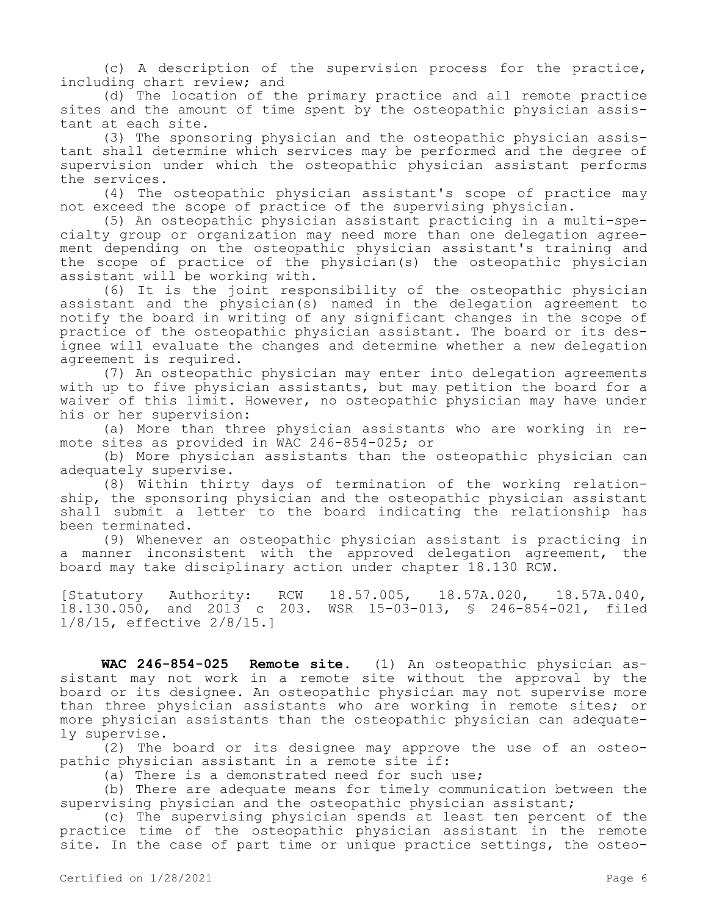(c) A description of the supervision process for the practice, including chart review; and

(d) The location of the primary practice and all remote practice sites and the amount of time spent by the osteopathic physician assistant at each site.

(3) The sponsoring physician and the osteopathic physician assistant shall determine which services may be performed and the degree of supervision under which the osteopathic physician assistant performs the services.

(4) The osteopathic physician assistant's scope of practice may not exceed the scope of practice of the supervising physician.

(5) An osteopathic physician assistant practicing in a multi-specialty group or organization may need more than one delegation agreement depending on the osteopathic physician assistant's training and the scope of practice of the physician(s) the osteopathic physician assistant will be working with.

(6) It is the joint responsibility of the osteopathic physician assistant and the physician(s) named in the delegation agreement to notify the board in writing of any significant changes in the scope of practice of the osteopathic physician assistant. The board or its designee will evaluate the changes and determine whether a new delegation agreement is required.

(7) An osteopathic physician may enter into delegation agreements with up to five physician assistants, but may petition the board for a waiver of this limit. However, no osteopathic physician may have under his or her supervision:

(a) More than three physician assistants who are working in remote sites as provided in WAC 246-854-025; or

(b) More physician assistants than the osteopathic physician can adequately supervise.

(8) Within thirty days of termination of the working relationship, the sponsoring physician and the osteopathic physician assistant shall submit a letter to the board indicating the relationship has been terminated.

(9) Whenever an osteopathic physician assistant is practicing in a manner inconsistent with the approved delegation agreement, the board may take disciplinary action under chapter 18.130 RCW.

[Statutory Authority: RCW 18.57.005, 18.57A.020, 18.57A.040, 18.130.050, and 2013 c 203. WSR 15-03-013, § 246-854-021, filed 1/8/15, effective 2/8/15.]

**WAC 246-854-025 Remote site.** (1) An osteopathic physician assistant may not work in a remote site without the approval by the board or its designee. An osteopathic physician may not supervise more than three physician assistants who are working in remote sites; or more physician assistants than the osteopathic physician can adequately supervise.

(2) The board or its designee may approve the use of an osteopathic physician assistant in a remote site if:

(a) There is a demonstrated need for such use;

(b) There are adequate means for timely communication between the supervising physician and the osteopathic physician assistant;

(c) The supervising physician spends at least ten percent of the practice time of the osteopathic physician assistant in the remote site. In the case of part time or unique practice settings, the osteo-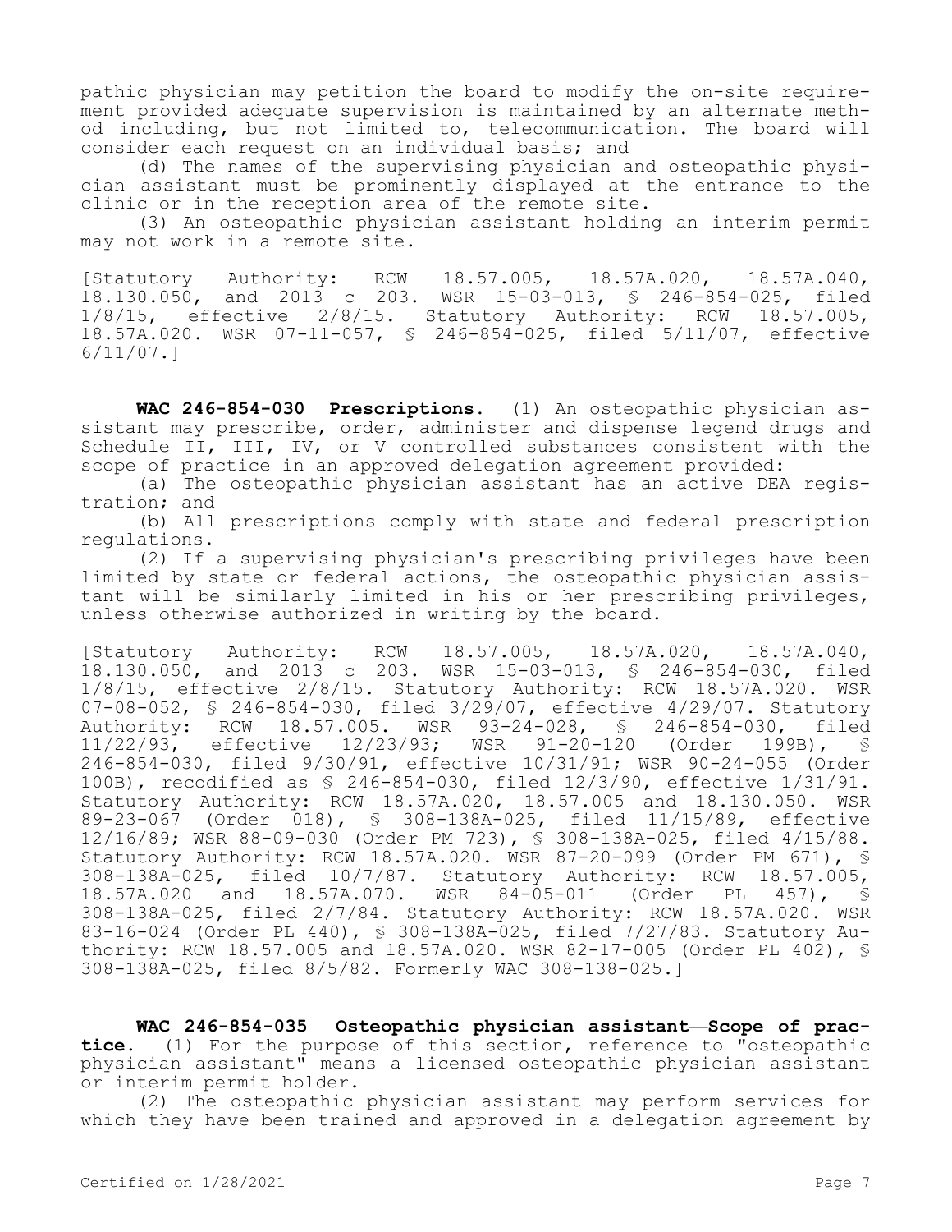pathic physician may petition the board to modify the on-site requirement provided adequate supervision is maintained by an alternate method including, but not limited to, telecommunication. The board will consider each request on an individual basis; and

(d) The names of the supervising physician and osteopathic physician assistant must be prominently displayed at the entrance to the clinic or in the reception area of the remote site.

(3) An osteopathic physician assistant holding an interim permit may not work in a remote site.

[Statutory Authority: RCW 18.57.005, 18.57A.020, 18.57A.040, 18.130.050, and 2013 c 203. WSR 15-03-013, § 246-854-025, filed 1/8/15, effective 2/8/15. Statutory Authority: RCW 18.57.005, 18.57A.020. WSR 07-11-057, § 246-854-025, filed 5/11/07, effective 6/11/07.]

**WAC 246-854-030 Prescriptions.** (1) An osteopathic physician assistant may prescribe, order, administer and dispense legend drugs and Schedule II, III, IV, or V controlled substances consistent with the scope of practice in an approved delegation agreement provided:

(a) The osteopathic physician assistant has an active DEA registration; and

(b) All prescriptions comply with state and federal prescription regulations.

(2) If a supervising physician's prescribing privileges have been limited by state or federal actions, the osteopathic physician assistant will be similarly limited in his or her prescribing privileges, unless otherwise authorized in writing by the board.

[Statutory Authority: RCW 18.57.005, 18.57A.020, 18.57A.040, 18.130.050, and 2013 c 203. WSR 15-03-013, § 246-854-030, filed 1/8/15, effective 2/8/15. Statutory Authority: RCW 18.57A.020. WSR 07-08-052, § 246-854-030, filed 3/29/07, effective 4/29/07. Statutory Authority: RCW 18.57.005. WSR 93-24-028, § 246-854-030, filed 11/22/93, effective 12/23/93; WSR 91-20-120 (Order 199B), § 246-854-030, filed 9/30/91, effective 10/31/91; WSR 90-24-055 (Order 100B), recodified as § 246-854-030, filed 12/3/90, effective 1/31/91. Statutory Authority: RCW 18.57A.020, 18.57.005 and 18.130.050. WSR 89-23-067 (Order 018), § 308-138A-025, filed 11/15/89, effective 12/16/89; WSR 88-09-030 (Order PM 723), § 308-138A-025, filed 4/15/88. Statutory Authority: RCW 18.57A.020. WSR 87-20-099 (Order PM 671), § 308-138A-025, filed 10/7/87. Statutory Authority: RCW 18.57.005, 18.57A.020 and 18.57A.070. WSR 84-05-011 (Order PL 457), § 308-138A-025, filed 2/7/84. Statutory Authority: RCW 18.57A.020. WSR 83-16-024 (Order PL 440), § 308-138A-025, filed 7/27/83. Statutory Authority: RCW 18.57.005 and 18.57A.020. WSR 82-17-005 (Order PL 402), § 308-138A-025, filed 8/5/82. Formerly WAC 308-138-025.]

**WAC 246-854-035 Osteopathic physician assistant—Scope of practice.** (1) For the purpose of this section, reference to "osteopathic physician assistant" means a licensed osteopathic physician assistant or interim permit holder.

(2) The osteopathic physician assistant may perform services for which they have been trained and approved in a delegation agreement by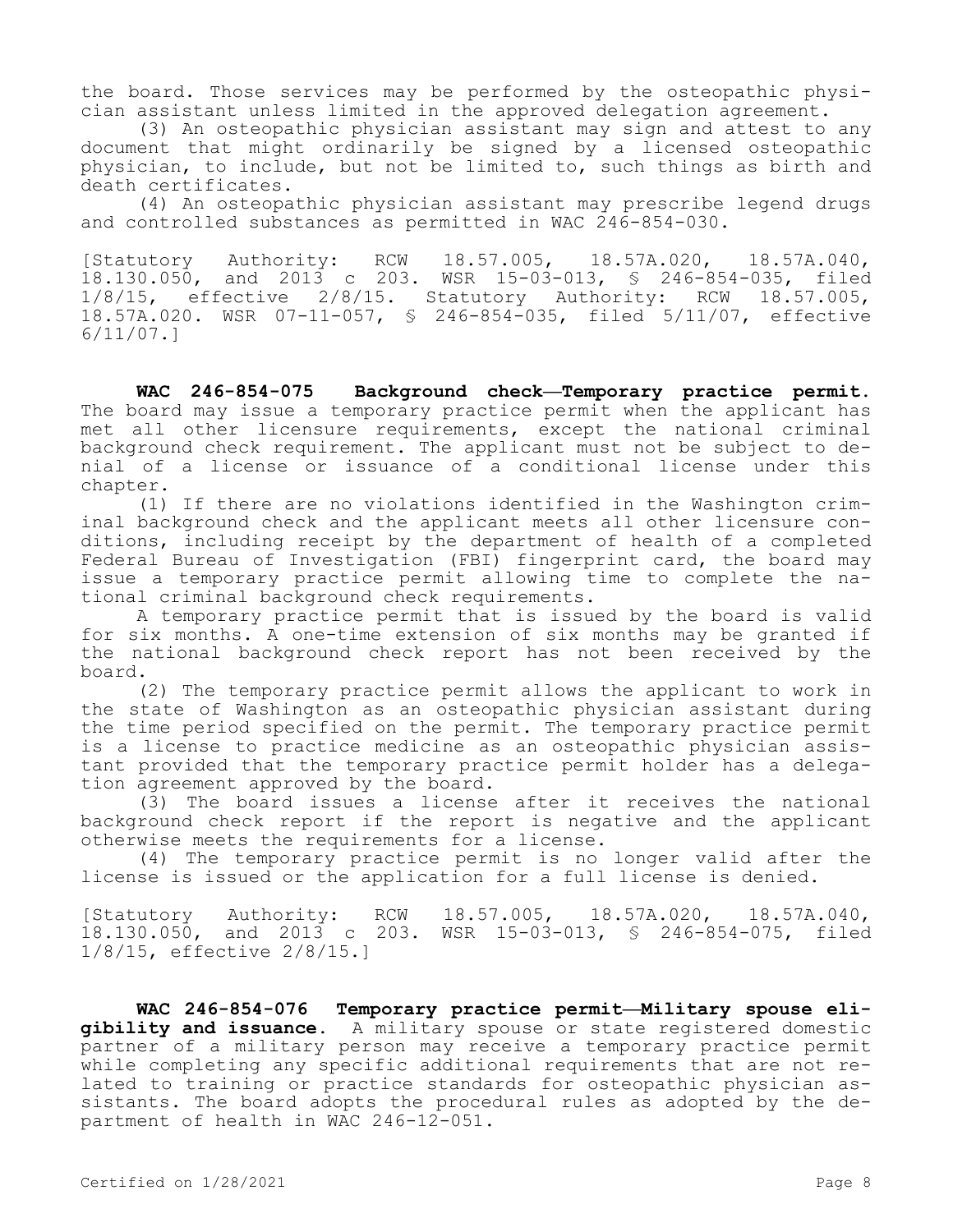the board. Those services may be performed by the osteopathic physician assistant unless limited in the approved delegation agreement.

(3) An osteopathic physician assistant may sign and attest to any document that might ordinarily be signed by a licensed osteopathic physician, to include, but not be limited to, such things as birth and death certificates.

(4) An osteopathic physician assistant may prescribe legend drugs and controlled substances as permitted in WAC 246-854-030.

[Statutory Authority: RCW 18.57.005, 18.57A.020, 18.57A.040, 18.130.050, and 2013 c 203. WSR 15-03-013, § 246-854-035, filed 1/8/15, effective 2/8/15. Statutory Authority: RCW 18.57.005, 18.57A.020. WSR 07-11-057, § 246-854-035, filed 5/11/07, effective 6/11/07.]

**WAC 246-854-075 Background check—Temporary practice permit.** The board may issue a temporary practice permit when the applicant has met all other licensure requirements, except the national criminal background check requirement. The applicant must not be subject to denial of a license or issuance of a conditional license under this chapter.

(1) If there are no violations identified in the Washington criminal background check and the applicant meets all other licensure conditions, including receipt by the department of health of a completed Federal Bureau of Investigation (FBI) fingerprint card, the board may issue a temporary practice permit allowing time to complete the national criminal background check requirements.

A temporary practice permit that is issued by the board is valid for six months. A one-time extension of six months may be granted if the national background check report has not been received by the board.

(2) The temporary practice permit allows the applicant to work in the state of Washington as an osteopathic physician assistant during the time period specified on the permit. The temporary practice permit is a license to practice medicine as an osteopathic physician assistant provided that the temporary practice permit holder has a delegation agreement approved by the board.

(3) The board issues a license after it receives the national background check report if the report is negative and the applicant otherwise meets the requirements for a license.

(4) The temporary practice permit is no longer valid after the license is issued or the application for a full license is denied.

[Statutory Authority: RCW 18.57.005, 18.57A.020, 18.57A.040, 18.130.050, and 2013 c 203. WSR 15-03-013, § 246-854-075, filed 1/8/15, effective 2/8/15.]

**WAC 246-854-076 Temporary practice permit—Military spouse eligibility and issuance.** A military spouse or state registered domestic partner of a military person may receive a temporary practice permit while completing any specific additional requirements that are not related to training or practice standards for osteopathic physician assistants. The board adopts the procedural rules as adopted by the department of health in WAC 246-12-051.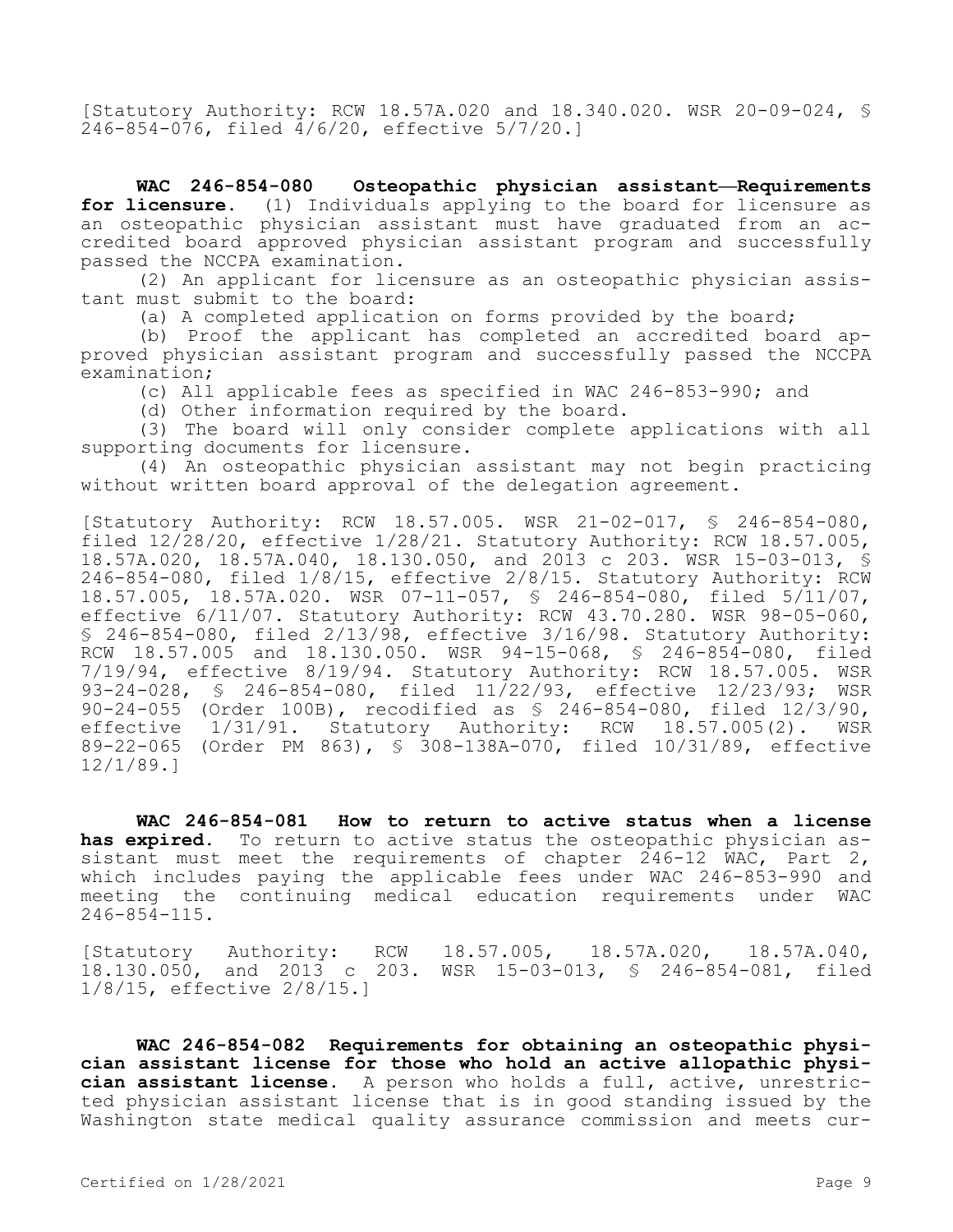[Statutory Authority: RCW 18.57A.020 and 18.340.020. WSR 20-09-024, § 246-854-076, filed 4/6/20, effective 5/7/20.]

**WAC 246-854-080 Osteopathic physician assistant—Requirements for licensure.** (1) Individuals applying to the board for licensure as an osteopathic physician assistant must have graduated from an accredited board approved physician assistant program and successfully passed the NCCPA examination.

(2) An applicant for licensure as an osteopathic physician assistant must submit to the board:

(a) A completed application on forms provided by the board;

(b) Proof the applicant has completed an accredited board approved physician assistant program and successfully passed the NCCPA examination;

(c) All applicable fees as specified in WAC 246-853-990; and

(d) Other information required by the board.

(3) The board will only consider complete applications with all supporting documents for licensure.

(4) An osteopathic physician assistant may not begin practicing without written board approval of the delegation agreement.

[Statutory Authority: RCW 18.57.005. WSR 21-02-017, § 246-854-080, filed 12/28/20, effective 1/28/21. Statutory Authority: RCW 18.57.005, 18.57A.020, 18.57A.040, 18.130.050, and 2013 c 203. WSR 15-03-013, § 246-854-080, filed 1/8/15, effective 2/8/15. Statutory Authority: RCW 18.57.005, 18.57A.020. WSR 07-11-057, § 246-854-080, filed 5/11/07, effective 6/11/07. Statutory Authority: RCW 43.70.280. WSR 98-05-060, § 246-854-080, filed 2/13/98, effective 3/16/98. Statutory Authority: RCW 18.57.005 and 18.130.050. WSR 94-15-068, § 246-854-080, filed 7/19/94, effective 8/19/94. Statutory Authority: RCW 18.57.005. WSR 93-24-028, § 246-854-080, filed 11/22/93, effective 12/23/93; WSR 90-24-055 (Order 100B), recodified as § 246-854-080, filed 12/3/90, effective 1/31/91. Statutory Authority: RCW 18.57.005(2). WSR 89-22-065 (Order PM 863), § 308-138A-070, filed 10/31/89, effective 12/1/89.]

**WAC 246-854-081 How to return to active status when a license has expired.** To return to active status the osteopathic physician assistant must meet the requirements of chapter 246-12 WAC, Part 2, which includes paying the applicable fees under WAC 246-853-990 and meeting the continuing medical education requirements under WAC 246-854-115.

[Statutory Authority: RCW 18.57.005, 18.57A.020, 18.57A.040, 18.130.050, and 2013 c 203. WSR 15-03-013, § 246-854-081, filed 1/8/15, effective 2/8/15.]

**WAC 246-854-082 Requirements for obtaining an osteopathic physician assistant license for those who hold an active allopathic physician assistant license.** A person who holds a full, active, unrestricted physician assistant license that is in good standing issued by the Washington state medical quality assurance commission and meets cur-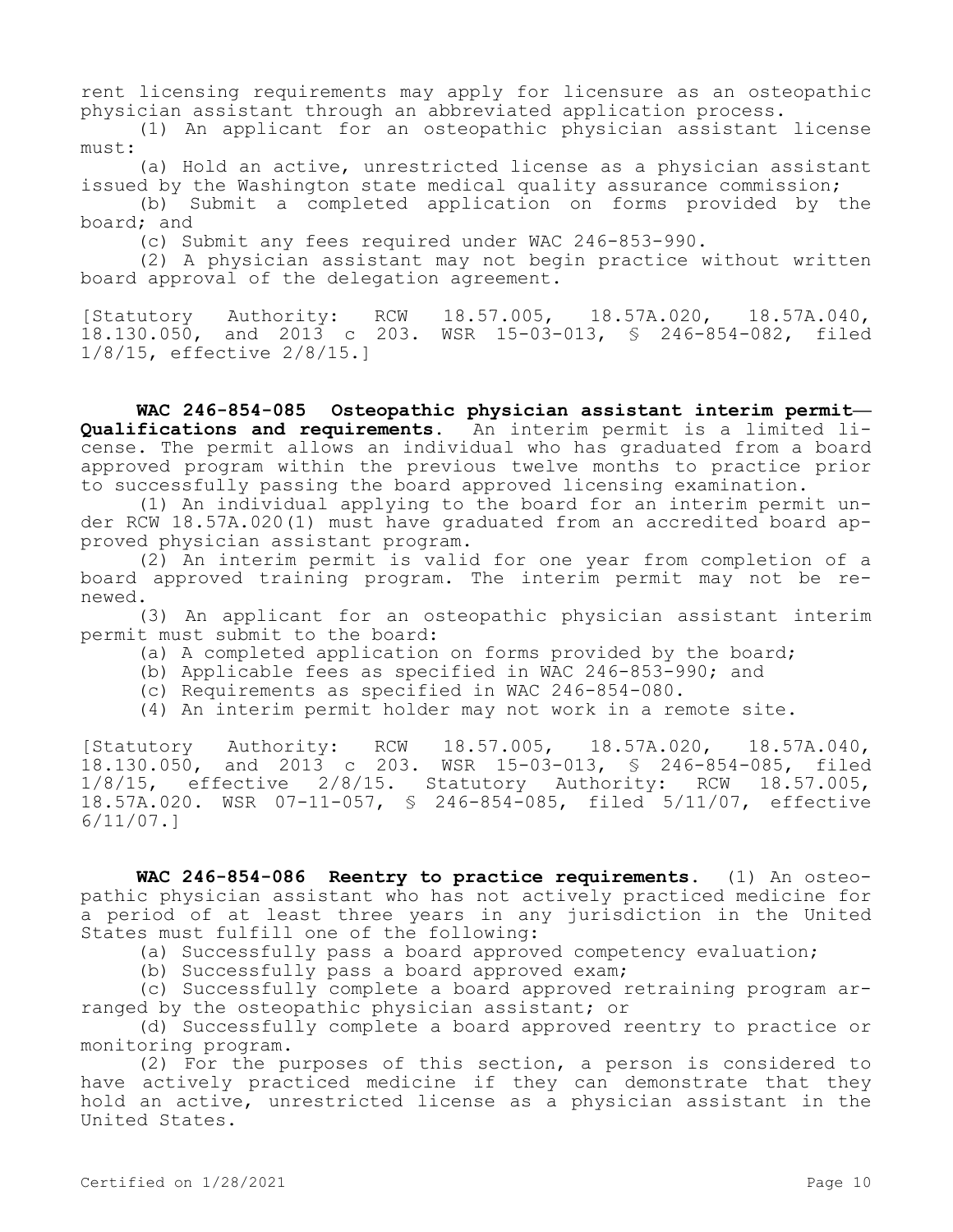rent licensing requirements may apply for licensure as an osteopathic physician assistant through an abbreviated application process.

(1) An applicant for an osteopathic physician assistant license must:

(a) Hold an active, unrestricted license as a physician assistant issued by the Washington state medical quality assurance commission;

(b) Submit a completed application on forms provided by the board; and

(c) Submit any fees required under WAC 246-853-990.

(2) A physician assistant may not begin practice without written board approval of the delegation agreement.

[Statutory Authority: RCW 18.57.005, 18.57A.020, 18.57A.040, 18.130.050, and 2013 c 203. WSR 15-03-013, § 246-854-082, filed 1/8/15, effective 2/8/15.]

**WAC 246-854-085 Osteopathic physician assistant interim permit—Qualifications and requirements.** An interim permit is a limited license. The permit allows an individual who has graduated from a board approved program within the previous twelve months to practice prior to successfully passing the board approved licensing examination.

(1) An individual applying to the board for an interim permit under RCW 18.57A.020(1) must have graduated from an accredited board approved physician assistant program.

(2) An interim permit is valid for one year from completion of a board approved training program. The interim permit may not be renewed.

(3) An applicant for an osteopathic physician assistant interim permit must submit to the board:

(a) A completed application on forms provided by the board;

(b) Applicable fees as specified in WAC 246-853-990; and

(c) Requirements as specified in WAC 246-854-080.

(4) An interim permit holder may not work in a remote site.

[Statutory Authority: RCW 18.57.005, 18.57A.020, 18.57A.040, 18.130.050, and 2013 c 203. WSR 15-03-013, § 246-854-085, filed 1/8/15, effective 2/8/15. Statutory Authority: RCW 18.57.005, 18.57A.020. WSR 07-11-057, § 246-854-085, filed 5/11/07, effective 6/11/07.]

**WAC 246-854-086 Reentry to practice requirements.** (1) An osteopathic physician assistant who has not actively practiced medicine for a period of at least three years in any jurisdiction in the United States must fulfill one of the following:

(a) Successfully pass a board approved competency evaluation;

(b) Successfully pass a board approved exam;

(c) Successfully complete a board approved retraining program arranged by the osteopathic physician assistant; or

(d) Successfully complete a board approved reentry to practice or monitoring program.

(2) For the purposes of this section, a person is considered to have actively practiced medicine if they can demonstrate that they hold an active, unrestricted license as a physician assistant in the United States.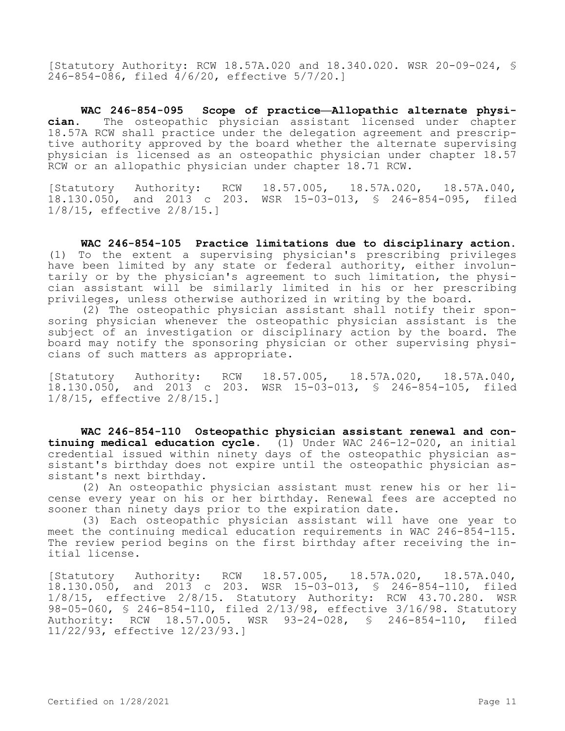[Statutory Authority: RCW 18.57A.020 and 18.340.020. WSR 20-09-024, § 246-854-086, filed 4/6/20, effective 5/7/20.]

**WAC 246-854-095 Scope of practice—Allopathic alternate physician.** The osteopathic physician assistant licensed under chapter 18.57A RCW shall practice under the delegation agreement and prescriptive authority approved by the board whether the alternate supervising physician is licensed as an osteopathic physician under chapter 18.57 RCW or an allopathic physician under chapter 18.71 RCW.

[Statutory Authority: RCW 18.57.005, 18.57A.020, 18.57A.040, 18.130.050, and 2013 c 203. WSR 15-03-013, § 246-854-095, filed 1/8/15, effective 2/8/15.]

**WAC 246-854-105 Practice limitations due to disciplinary action.** (1) To the extent a supervising physician's prescribing privileges have been limited by any state or federal authority, either involuntarily or by the physician's agreement to such limitation, the physician assistant will be similarly limited in his or her prescribing privileges, unless otherwise authorized in writing by the board.

(2) The osteopathic physician assistant shall notify their sponsoring physician whenever the osteopathic physician assistant is the subject of an investigation or disciplinary action by the board. The board may notify the sponsoring physician or other supervising physicians of such matters as appropriate.

[Statutory Authority: RCW 18.57.005, 18.57A.020, 18.57A.040, 18.130.050, and 2013 c 203. WSR 15-03-013, § 246-854-105, filed 1/8/15, effective 2/8/15.]

**WAC 246-854-110 Osteopathic physician assistant renewal and continuing medical education cycle.** (1) Under WAC 246-12-020, an initial credential issued within ninety days of the osteopathic physician assistant's birthday does not expire until the osteopathic physician assistant's next birthday.

(2) An osteopathic physician assistant must renew his or her license every year on his or her birthday. Renewal fees are accepted no sooner than ninety days prior to the expiration date.

(3) Each osteopathic physician assistant will have one year to meet the continuing medical education requirements in WAC 246-854-115. The review period begins on the first birthday after receiving the initial license.

[Statutory Authority: RCW 18.57.005, 18.57A.020, 18.57A.040, 18.130.050, and 2013 c 203. WSR 15-03-013, § 246-854-110, filed 1/8/15, effective 2/8/15. Statutory Authority: RCW 43.70.280. WSR 98-05-060, § 246-854-110, filed 2/13/98, effective 3/16/98. Statutory Authority: RCW 18.57.005. WSR 93-24-028, § 246-854-110, filed 11/22/93, effective 12/23/93.]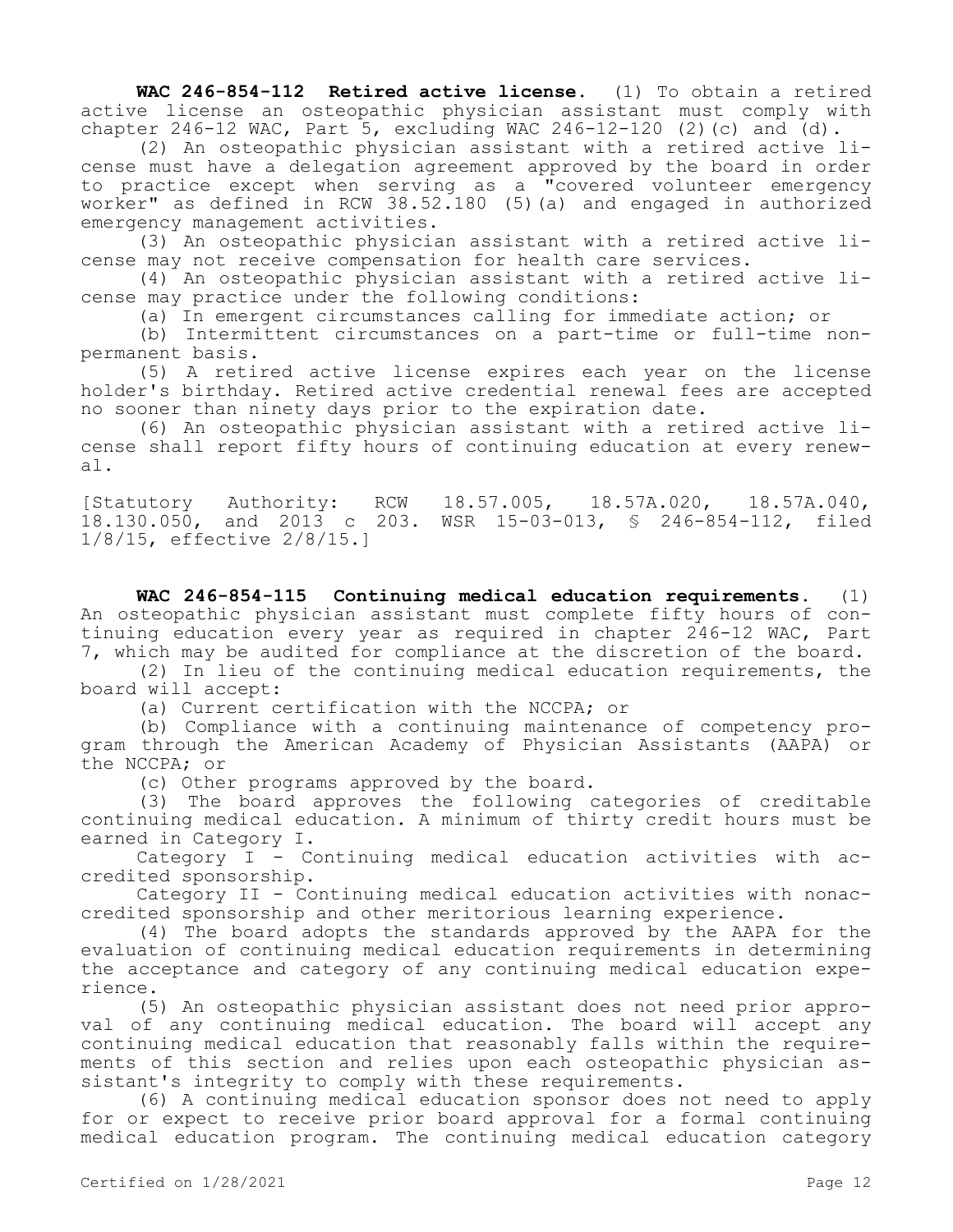**WAC 246-854-112 Retired active license.** (1) To obtain a retired active license an osteopathic physician assistant must comply with chapter 246-12 WAC, Part 5, excluding WAC 246-12-120 (2)(c) and (d).

(2) An osteopathic physician assistant with a retired active license must have a delegation agreement approved by the board in order to practice except when serving as a "covered volunteer emergency worker" as defined in RCW 38.52.180 (5)(a) and engaged in authorized emergency management activities.

(3) An osteopathic physician assistant with a retired active license may not receive compensation for health care services.

(4) An osteopathic physician assistant with a retired active license may practice under the following conditions:

(a) In emergent circumstances calling for immediate action; or

(b) Intermittent circumstances on a part-time or full-time nonpermanent basis.

(5) A retired active license expires each year on the license holder's birthday. Retired active credential renewal fees are accepted no sooner than ninety days prior to the expiration date.

(6) An osteopathic physician assistant with a retired active license shall report fifty hours of continuing education at every renewal.

[Statutory Authority: RCW 18.57.005, 18.57A.020, 18.57A.040, 18.130.050, and 2013 c 203. WSR 15-03-013, § 246-854-112, filed 1/8/15, effective 2/8/15.]

**WAC 246-854-115 Continuing medical education requirements.** (1) An osteopathic physician assistant must complete fifty hours of continuing education every year as required in chapter 246-12 WAC, Part 7, which may be audited for compliance at the discretion of the board.

(2) In lieu of the continuing medical education requirements, the board will accept:

(a) Current certification with the NCCPA; or

(b) Compliance with a continuing maintenance of competency program through the American Academy of Physician Assistants (AAPA) or the NCCPA; or

(c) Other programs approved by the board.

(3) The board approves the following categories of creditable continuing medical education. A minimum of thirty credit hours must be earned in Category I.

Category I - Continuing medical education activities with accredited sponsorship.

Category II - Continuing medical education activities with nonaccredited sponsorship and other meritorious learning experience.

(4) The board adopts the standards approved by the AAPA for the evaluation of continuing medical education requirements in determining the acceptance and category of any continuing medical education experience.

(5) An osteopathic physician assistant does not need prior approval of any continuing medical education. The board will accept any continuing medical education that reasonably falls within the requirements of this section and relies upon each osteopathic physician assistant's integrity to comply with these requirements.

(6) A continuing medical education sponsor does not need to apply for or expect to receive prior board approval for a formal continuing medical education program. The continuing medical education category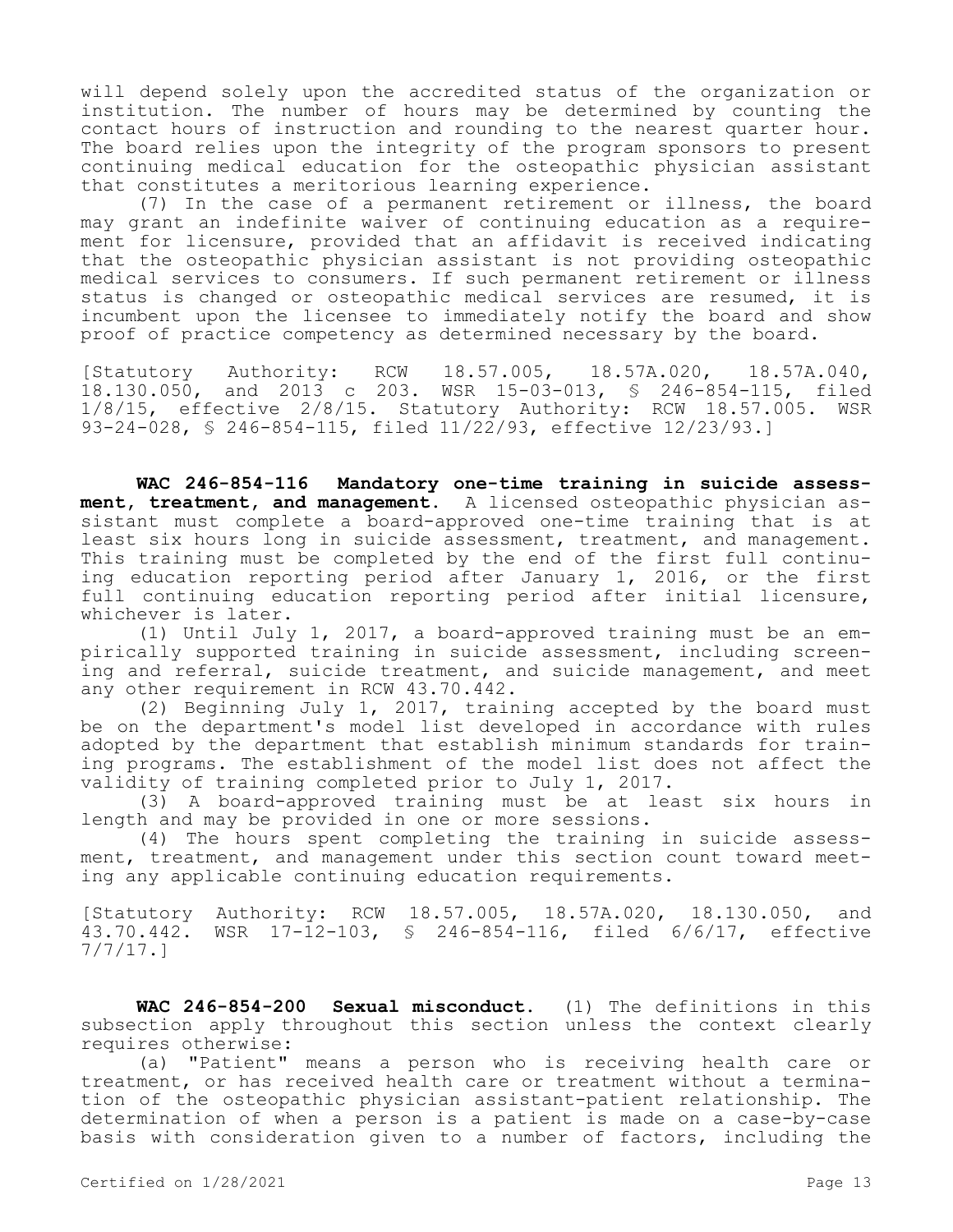will depend solely upon the accredited status of the organization or institution. The number of hours may be determined by counting the contact hours of instruction and rounding to the nearest quarter hour. The board relies upon the integrity of the program sponsors to present continuing medical education for the osteopathic physician assistant that constitutes a meritorious learning experience.

(7) In the case of a permanent retirement or illness, the board may grant an indefinite waiver of continuing education as a requirement for licensure, provided that an affidavit is received indicating that the osteopathic physician assistant is not providing osteopathic medical services to consumers. If such permanent retirement or illness status is changed or osteopathic medical services are resumed, it is incumbent upon the licensee to immediately notify the board and show proof of practice competency as determined necessary by the board.

[Statutory Authority: RCW 18.57.005, 18.57A.020, 18.57A.040, 18.130.050, and 2013 c 203. WSR 15-03-013, § 246-854-115, filed 1/8/15, effective 2/8/15. Statutory Authority: RCW 18.57.005. WSR 93-24-028, § 246-854-115, filed 11/22/93, effective 12/23/93.]

**WAC 246-854-116 Mandatory one-time training in suicide assessment, treatment, and management.** A licensed osteopathic physician assistant must complete a board-approved one-time training that is at least six hours long in suicide assessment, treatment, and management. This training must be completed by the end of the first full continuing education reporting period after January 1, 2016, or the first full continuing education reporting period after initial licensure, whichever is later.

(1) Until July 1, 2017, a board-approved training must be an empirically supported training in suicide assessment, including screening and referral, suicide treatment, and suicide management, and meet any other requirement in RCW 43.70.442.

(2) Beginning July 1, 2017, training accepted by the board must be on the department's model list developed in accordance with rules adopted by the department that establish minimum standards for training programs. The establishment of the model list does not affect the validity of training completed prior to July 1, 2017.

(3) A board-approved training must be at least six hours in length and may be provided in one or more sessions.

(4) The hours spent completing the training in suicide assessment, treatment, and management under this section count toward meeting any applicable continuing education requirements.

[Statutory Authority: RCW 18.57.005, 18.57A.020, 18.130.050, and 43.70.442. WSR 17-12-103, § 246-854-116, filed 6/6/17, effective 7/7/17.]

**WAC 246-854-200 Sexual misconduct.** (1) The definitions in this subsection apply throughout this section unless the context clearly requires otherwise:

(a) "Patient" means a person who is receiving health care or treatment, or has received health care or treatment without a termination of the osteopathic physician assistant-patient relationship. The determination of when a person is a patient is made on a case-by-case basis with consideration given to a number of factors, including the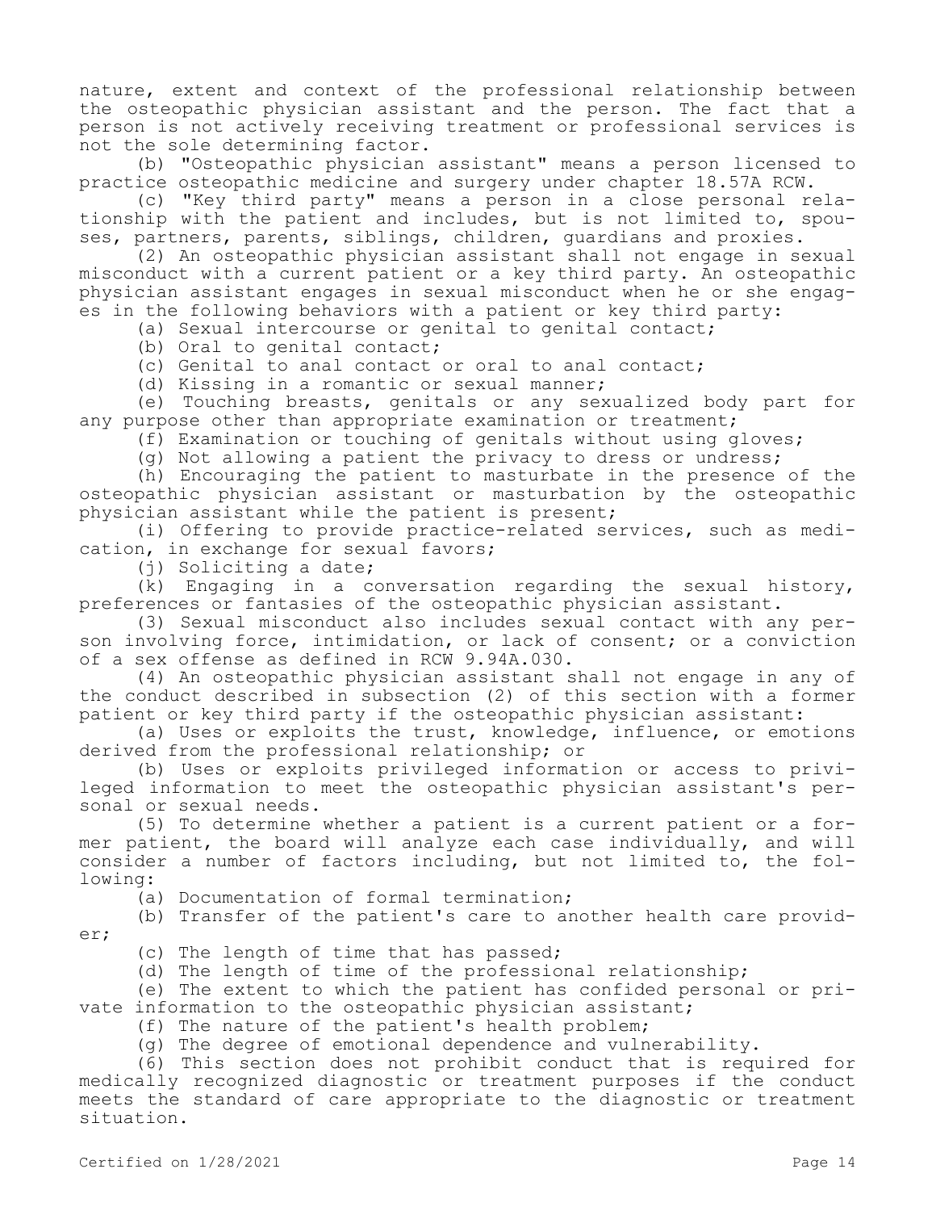nature, extent and context of the professional relationship between the osteopathic physician assistant and the person. The fact that a person is not actively receiving treatment or professional services is not the sole determining factor.

(b) "Osteopathic physician assistant" means a person licensed to practice osteopathic medicine and surgery under chapter 18.57A RCW.

(c) "Key third party" means a person in a close personal relationship with the patient and includes, but is not limited to, spouses, partners, parents, siblings, children, guardians and proxies.

(2) An osteopathic physician assistant shall not engage in sexual misconduct with a current patient or a key third party. An osteopathic physician assistant engages in sexual misconduct when he or she engages in the following behaviors with a patient or key third party:

(a) Sexual intercourse or genital to genital contact;

(b) Oral to genital contact;

(c) Genital to anal contact or oral to anal contact;

(d) Kissing in a romantic or sexual manner;

(e) Touching breasts, genitals or any sexualized body part for any purpose other than appropriate examination or treatment;

(f) Examination or touching of genitals without using gloves;

(g) Not allowing a patient the privacy to dress or undress;

(h) Encouraging the patient to masturbate in the presence of the osteopathic physician assistant or masturbation by the osteopathic physician assistant while the patient is present;

(i) Offering to provide practice-related services, such as medication, in exchange for sexual favors;

(j) Soliciting a date;

(k) Engaging in a conversation regarding the sexual history, preferences or fantasies of the osteopathic physician assistant.

(3) Sexual misconduct also includes sexual contact with any person involving force, intimidation, or lack of consent; or a conviction of a sex offense as defined in RCW 9.94A.030.

(4) An osteopathic physician assistant shall not engage in any of the conduct described in subsection (2) of this section with a former patient or key third party if the osteopathic physician assistant:

(a) Uses or exploits the trust, knowledge, influence, or emotions derived from the professional relationship; or

(b) Uses or exploits privileged information or access to privileged information to meet the osteopathic physician assistant's personal or sexual needs.

(5) To determine whether a patient is a current patient or a former patient, the board will analyze each case individually, and will consider a number of factors including, but not limited to, the following:

(a) Documentation of formal termination;

(b) Transfer of the patient's care to another health care provider;

(c) The length of time that has passed;

(d) The length of time of the professional relationship;

(e) The extent to which the patient has confided personal or private information to the osteopathic physician assistant;

(f) The nature of the patient's health problem;

(g) The degree of emotional dependence and vulnerability.

(6) This section does not prohibit conduct that is required for medically recognized diagnostic or treatment purposes if the conduct meets the standard of care appropriate to the diagnostic or treatment situation.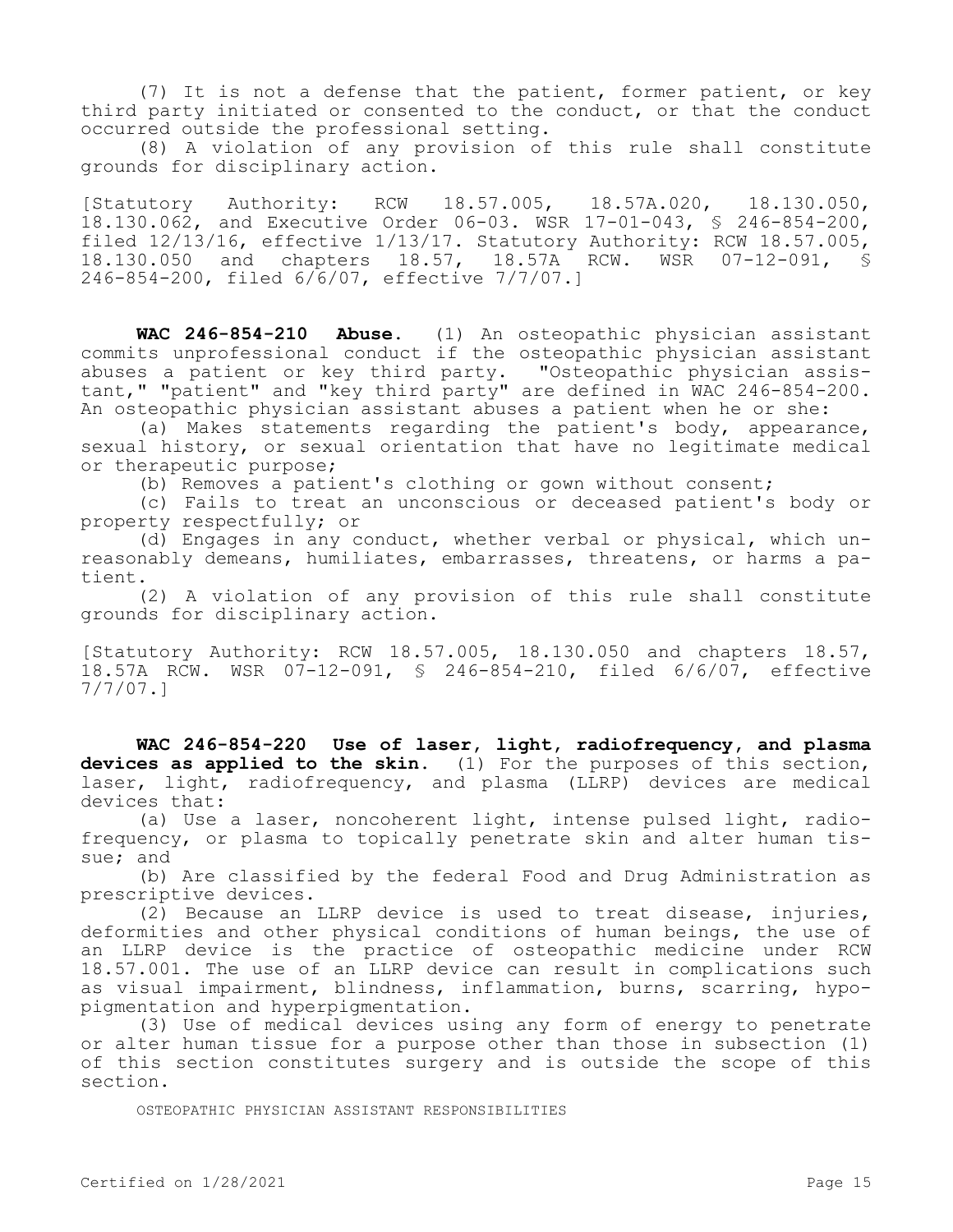(7) It is not a defense that the patient, former patient, or key third party initiated or consented to the conduct, or that the conduct occurred outside the professional setting.

(8) A violation of any provision of this rule shall constitute grounds for disciplinary action.

[Statutory Authority: RCW 18.57.005, 18.57A.020, 18.130.050, 18.130.062, and Executive Order 06-03. WSR 17-01-043, § 246-854-200, filed 12/13/16, effective 1/13/17. Statutory Authority: RCW 18.57.005, 18.130.050 and chapters 18.57, 18.57A RCW. WSR 07-12-091, § 246-854-200, filed 6/6/07, effective 7/7/07.]

**WAC 246-854-210 Abuse.** (1) An osteopathic physician assistant commits unprofessional conduct if the osteopathic physician assistant abuses a patient or key third party. "Osteopathic physician assistant," "patient" and "key third party" are defined in WAC 246-854-200. An osteopathic physician assistant abuses a patient when he or she:

(a) Makes statements regarding the patient's body, appearance, sexual history, or sexual orientation that have no legitimate medical or therapeutic purpose;

(b) Removes a patient's clothing or gown without consent;

(c) Fails to treat an unconscious or deceased patient's body or property respectfully; or

(d) Engages in any conduct, whether verbal or physical, which unreasonably demeans, humiliates, embarrasses, threatens, or harms a patient.

(2) A violation of any provision of this rule shall constitute grounds for disciplinary action.

[Statutory Authority: RCW 18.57.005, 18.130.050 and chapters 18.57, 18.57A RCW. WSR 07-12-091, § 246-854-210, filed 6/6/07, effective 7/7/07.]

**WAC 246-854-220 Use of laser, light, radiofrequency, and plasma devices as applied to the skin.** (1) For the purposes of this section, laser, light, radiofrequency, and plasma (LLRP) devices are medical devices that:

(a) Use a laser, noncoherent light, intense pulsed light, radiofrequency, or plasma to topically penetrate skin and alter human tissue; and

(b) Are classified by the federal Food and Drug Administration as prescriptive devices.

(2) Because an LLRP device is used to treat disease, injuries, deformities and other physical conditions of human beings, the use of an LLRP device is the practice of osteopathic medicine under RCW 18.57.001. The use of an LLRP device can result in complications such as visual impairment, blindness, inflammation, burns, scarring, hypopigmentation and hyperpigmentation.

(3) Use of medical devices using any form of energy to penetrate or alter human tissue for a purpose other than those in subsection (1) of this section constitutes surgery and is outside the scope of this section.

OSTEOPATHIC PHYSICIAN ASSISTANT RESPONSIBILITIES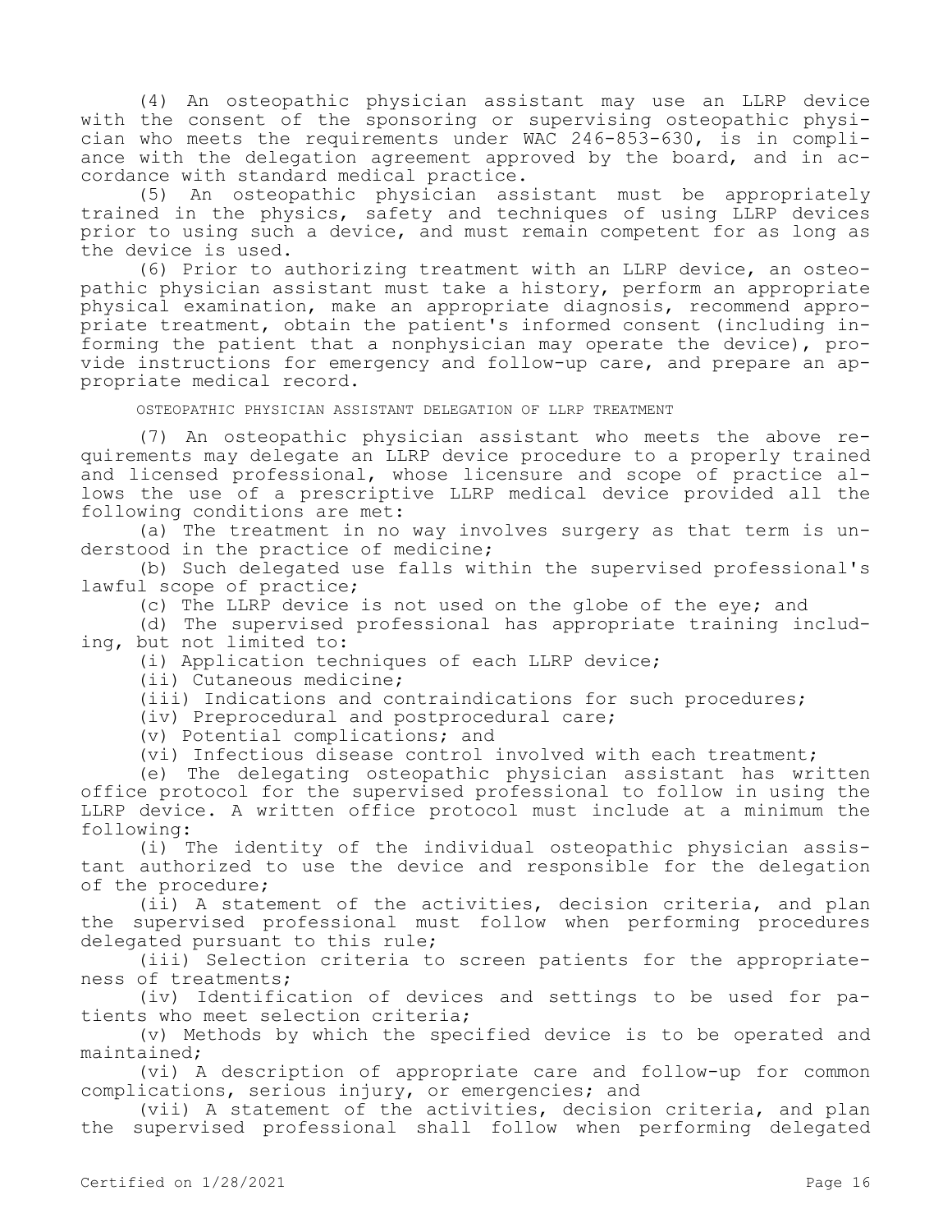(4) An osteopathic physician assistant may use an LLRP device with the consent of the sponsoring or supervising osteopathic physician who meets the requirements under WAC 246-853-630, is in compliance with the delegation agreement approved by the board, and in accordance with standard medical practice.

(5) An osteopathic physician assistant must be appropriately trained in the physics, safety and techniques of using LLRP devices prior to using such a device, and must remain competent for as long as the device is used.

(6) Prior to authorizing treatment with an LLRP device, an osteopathic physician assistant must take a history, perform an appropriate physical examination, make an appropriate diagnosis, recommend appropriate treatment, obtain the patient's informed consent (including informing the patient that a nonphysician may operate the device), provide instructions for emergency and follow-up care, and prepare an appropriate medical record.

OSTEOPATHIC PHYSICIAN ASSISTANT DELEGATION OF LLRP TREATMENT

(7) An osteopathic physician assistant who meets the above requirements may delegate an LLRP device procedure to a properly trained and licensed professional, whose licensure and scope of practice allows the use of a prescriptive LLRP medical device provided all the following conditions are met:

(a) The treatment in no way involves surgery as that term is understood in the practice of medicine;

(b) Such delegated use falls within the supervised professional's lawful scope of practice;

(c) The LLRP device is not used on the globe of the eye; and

(d) The supervised professional has appropriate training including, but not limited to:

(i) Application techniques of each LLRP device;

(ii) Cutaneous medicine;

(iii) Indications and contraindications for such procedures;

(iv) Preprocedural and postprocedural care;

(v) Potential complications; and

(vi) Infectious disease control involved with each treatment;

(e) The delegating osteopathic physician assistant has written office protocol for the supervised professional to follow in using the LLRP device. A written office protocol must include at a minimum the following:

(i) The identity of the individual osteopathic physician assistant authorized to use the device and responsible for the delegation of the procedure;

(ii) A statement of the activities, decision criteria, and plan the supervised professional must follow when performing procedures delegated pursuant to this rule;

(iii) Selection criteria to screen patients for the appropriateness of treatments;

(iv) Identification of devices and settings to be used for patients who meet selection criteria;

(v) Methods by which the specified device is to be operated and maintained;

(vi) A description of appropriate care and follow-up for common complications, serious injury, or emergencies; and

(vii) A statement of the activities, decision criteria, and plan the supervised professional shall follow when performing delegated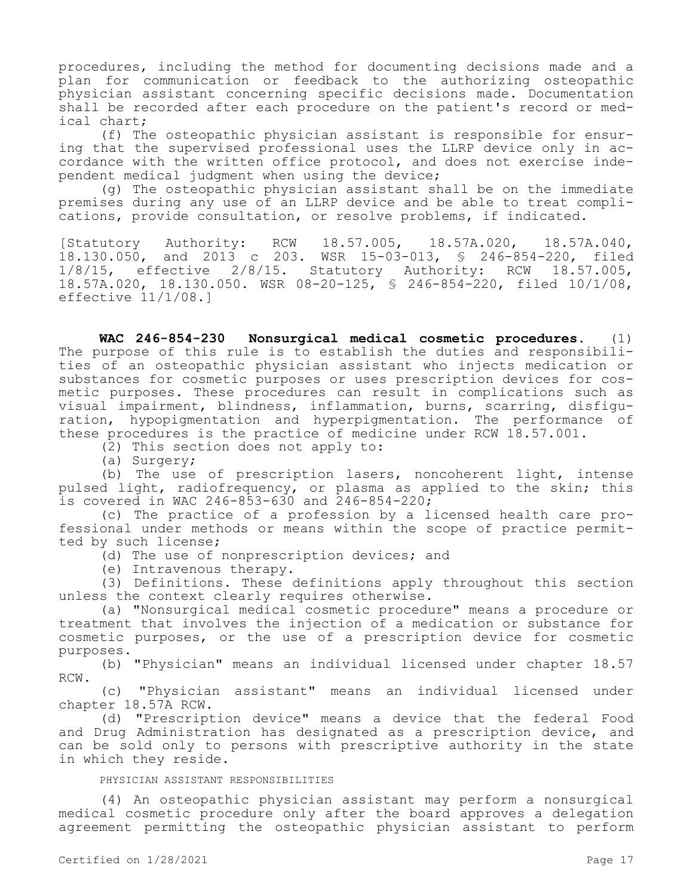procedures, including the method for documenting decisions made and a plan for communication or feedback to the authorizing osteopathic physician assistant concerning specific decisions made. Documentation shall be recorded after each procedure on the patient's record or medical chart;

(f) The osteopathic physician assistant is responsible for ensuring that the supervised professional uses the LLRP device only in accordance with the written office protocol, and does not exercise independent medical judgment when using the device;

(g) The osteopathic physician assistant shall be on the immediate premises during any use of an LLRP device and be able to treat complications, provide consultation, or resolve problems, if indicated.

[Statutory Authority: RCW 18.57.005, 18.57A.020, 18.57A.040, 18.130.050, and 2013 c 203. WSR 15-03-013, § 246-854-220, filed 1/8/15, effective 2/8/15. Statutory Authority: RCW 18.57.005, 18.57A.020, 18.130.050. WSR 08-20-125, § 246-854-220, filed 10/1/08, effective 11/1/08.]

**WAC 246-854-230 Nonsurgical medical cosmetic procedures.** (1) The purpose of this rule is to establish the duties and responsibilities of an osteopathic physician assistant who injects medication or substances for cosmetic purposes or uses prescription devices for cosmetic purposes. These procedures can result in complications such as visual impairment, blindness, inflammation, burns, scarring, disfiguration, hypopigmentation and hyperpigmentation. The performance of these procedures is the practice of medicine under RCW 18.57.001.

(2) This section does not apply to:

(a) Surgery;

(b) The use of prescription lasers, noncoherent light, intense pulsed light, radiofrequency, or plasma as applied to the skin; this is covered in WAC 246-853-630 and 246-854-220;

(c) The practice of a profession by a licensed health care professional under methods or means within the scope of practice permitted by such license;

(d) The use of nonprescription devices; and

(e) Intravenous therapy.

(3) Definitions. These definitions apply throughout this section unless the context clearly requires otherwise.

(a) "Nonsurgical medical cosmetic procedure" means a procedure or treatment that involves the injection of a medication or substance for cosmetic purposes, or the use of a prescription device for cosmetic purposes.

(b) "Physician" means an individual licensed under chapter 18.57 RCW.

(c) "Physician assistant" means an individual licensed under chapter 18.57A RCW.

(d) "Prescription device" means a device that the federal Food and Drug Administration has designated as a prescription device, and can be sold only to persons with prescriptive authority in the state in which they reside.

PHYSICIAN ASSISTANT RESPONSIBILITIES

(4) An osteopathic physician assistant may perform a nonsurgical medical cosmetic procedure only after the board approves a delegation agreement permitting the osteopathic physician assistant to perform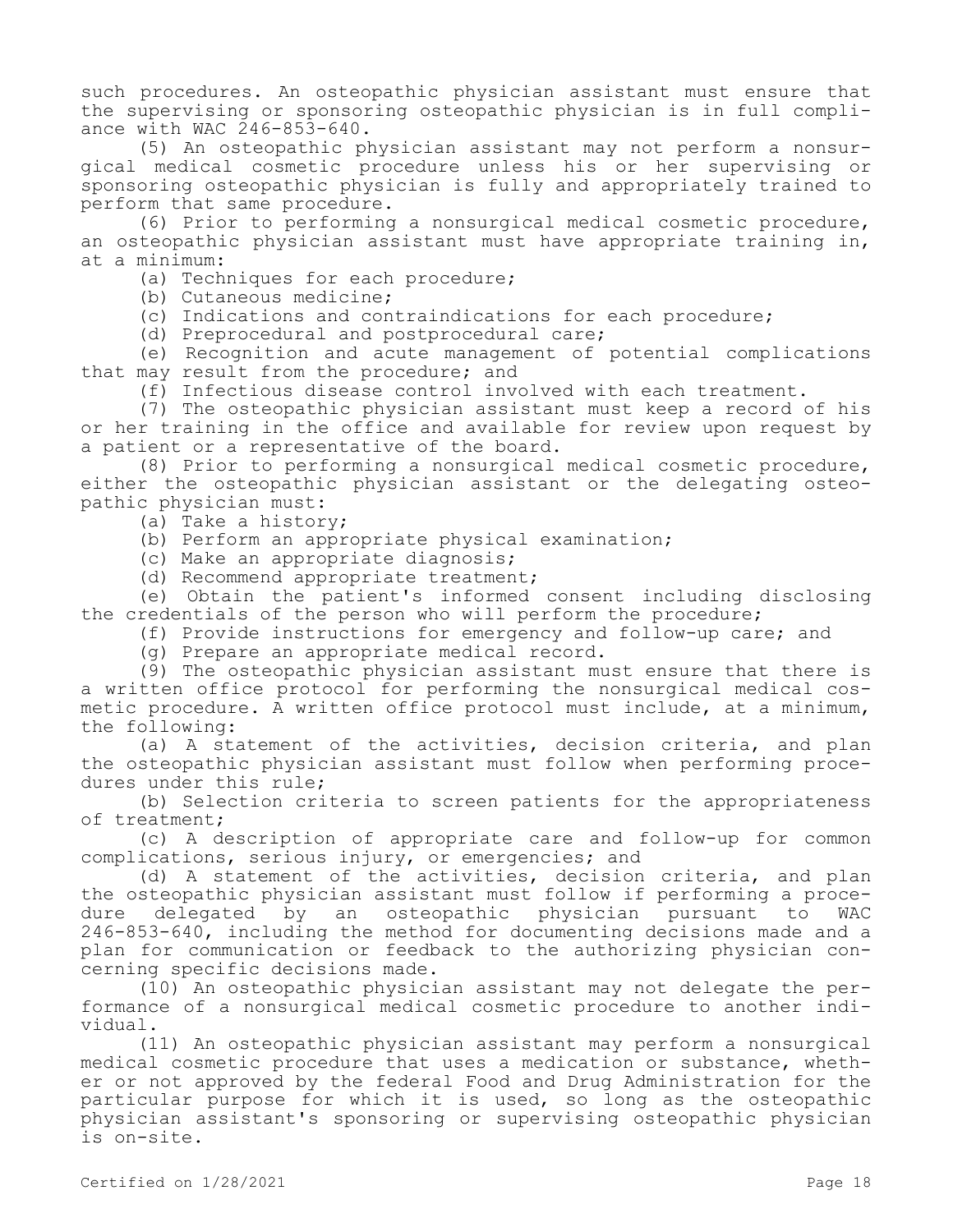such procedures. An osteopathic physician assistant must ensure that the supervising or sponsoring osteopathic physician is in full compliance with WAC 246-853-640.

(5) An osteopathic physician assistant may not perform a nonsurgical medical cosmetic procedure unless his or her supervising or sponsoring osteopathic physician is fully and appropriately trained to perform that same procedure.

(6) Prior to performing a nonsurgical medical cosmetic procedure, an osteopathic physician assistant must have appropriate training in, at a minimum:

(a) Techniques for each procedure;

(b) Cutaneous medicine;

(c) Indications and contraindications for each procedure;

(d) Preprocedural and postprocedural care;

(e) Recognition and acute management of potential complications that may result from the procedure; and

(f) Infectious disease control involved with each treatment.

(7) The osteopathic physician assistant must keep a record of his or her training in the office and available for review upon request by a patient or a representative of the board.

(8) Prior to performing a nonsurgical medical cosmetic procedure, either the osteopathic physician assistant or the delegating osteopathic physician must:

(a) Take a history;

(b) Perform an appropriate physical examination;

(c) Make an appropriate diagnosis;

(d) Recommend appropriate treatment;

(e) Obtain the patient's informed consent including disclosing the credentials of the person who will perform the procedure;

(f) Provide instructions for emergency and follow-up care; and

(g) Prepare an appropriate medical record.

(9) The osteopathic physician assistant must ensure that there is a written office protocol for performing the nonsurgical medical cosmetic procedure. A written office protocol must include, at a minimum, the following:

(a) A statement of the activities, decision criteria, and plan the osteopathic physician assistant must follow when performing procedures under this rule;

(b) Selection criteria to screen patients for the appropriateness of treatment;

(c) A description of appropriate care and follow-up for common complications, serious injury, or emergencies; and

(d) A statement of the activities, decision criteria, and plan the osteopathic physician assistant must follow if performing a procedure delegated by an osteopathic physician pursuant to WAC 246-853-640, including the method for documenting decisions made and a plan for communication or feedback to the authorizing physician concerning specific decisions made.

(10) An osteopathic physician assistant may not delegate the performance of a nonsurgical medical cosmetic procedure to another individual.

(11) An osteopathic physician assistant may perform a nonsurgical medical cosmetic procedure that uses a medication or substance, whether or not approved by the federal Food and Drug Administration for the particular purpose for which it is used, so long as the osteopathic physician assistant's sponsoring or supervising osteopathic physician is on-site.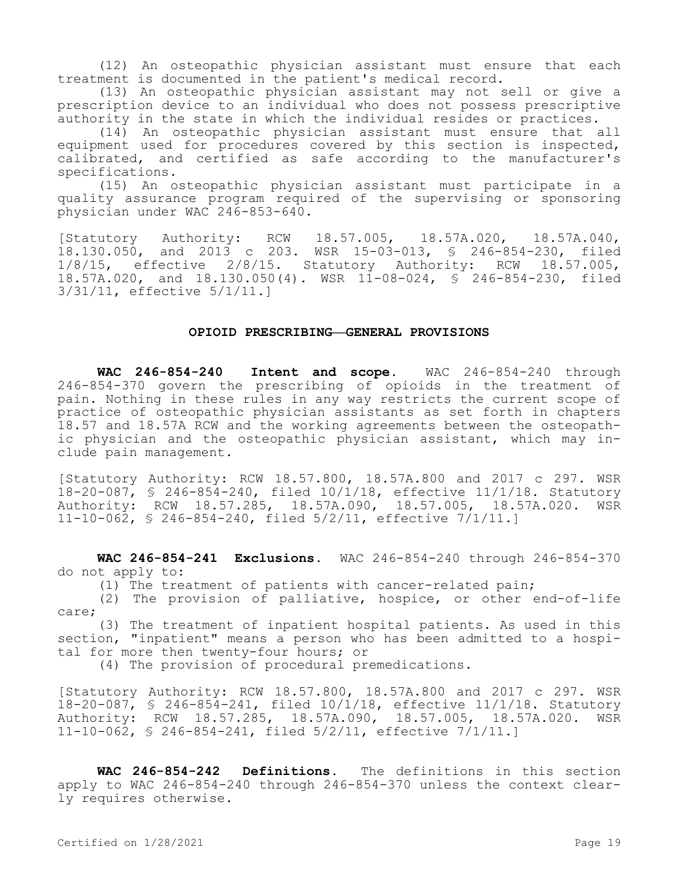(12) An osteopathic physician assistant must ensure that each treatment is documented in the patient's medical record.

(13) An osteopathic physician assistant may not sell or give a prescription device to an individual who does not possess prescriptive authority in the state in which the individual resides or practices.

(14) An osteopathic physician assistant must ensure that all equipment used for procedures covered by this section is inspected, calibrated, and certified as safe according to the manufacturer's specifications.

(15) An osteopathic physician assistant must participate in a quality assurance program required of the supervising or sponsoring physician under WAC 246-853-640.

[Statutory Authority: RCW 18.57.005, 18.57A.020, 18.57A.040, 18.130.050, and 2013 c 203. WSR 15-03-013, § 246-854-230, filed 1/8/15, effective 2/8/15. Statutory Authority: RCW 18.57.005, 18.57A.020, and 18.130.050(4). WSR 11-08-024, § 246-854-230, filed 3/31/11, effective 5/1/11.]

## OPIOID PRESCRIBING—GENERAL PROVISIONS

**WAC 246-854-240 Intent and scope.** WAC 246-854-240 through 246-854-370 govern the prescribing of opioids in the treatment of pain. Nothing in these rules in any way restricts the current scope of practice of osteopathic physician assistants as set forth in chapters 18.57 and 18.57A RCW and the working agreements between the osteopathic physician and the osteopathic physician assistant, which may include pain management.

[Statutory Authority: RCW 18.57.800, 18.57A.800 and 2017 c 297. WSR 18-20-087, § 246-854-240, filed 10/1/18, effective 11/1/18. Statutory Authority: RCW 18.57.285, 18.57A.090, 18.57.005, 18.57A.020. WSR 11-10-062, § 246-854-240, filed 5/2/11, effective 7/1/11.]

**WAC 246-854-241 Exclusions.** WAC 246-854-240 through 246-854-370 do not apply to:

(1) The treatment of patients with cancer-related pain;

(2) The provision of palliative, hospice, or other end-of-life care;

(3) The treatment of inpatient hospital patients. As used in this section, "inpatient" means a person who has been admitted to a hospital for more then twenty-four hours; or

(4) The provision of procedural premedications.

[Statutory Authority: RCW 18.57.800, 18.57A.800 and 2017 c 297. WSR 18-20-087, § 246-854-241, filed 10/1/18, effective 11/1/18. Statutory Authority: RCW 18.57.285, 18.57A.090, 18.57.005, 18.57A.020. WSR 11-10-062, § 246-854-241, filed 5/2/11, effective 7/1/11.]

**WAC 246-854-242 Definitions.** The definitions in this section apply to WAC 246-854-240 through 246-854-370 unless the context clearly requires otherwise.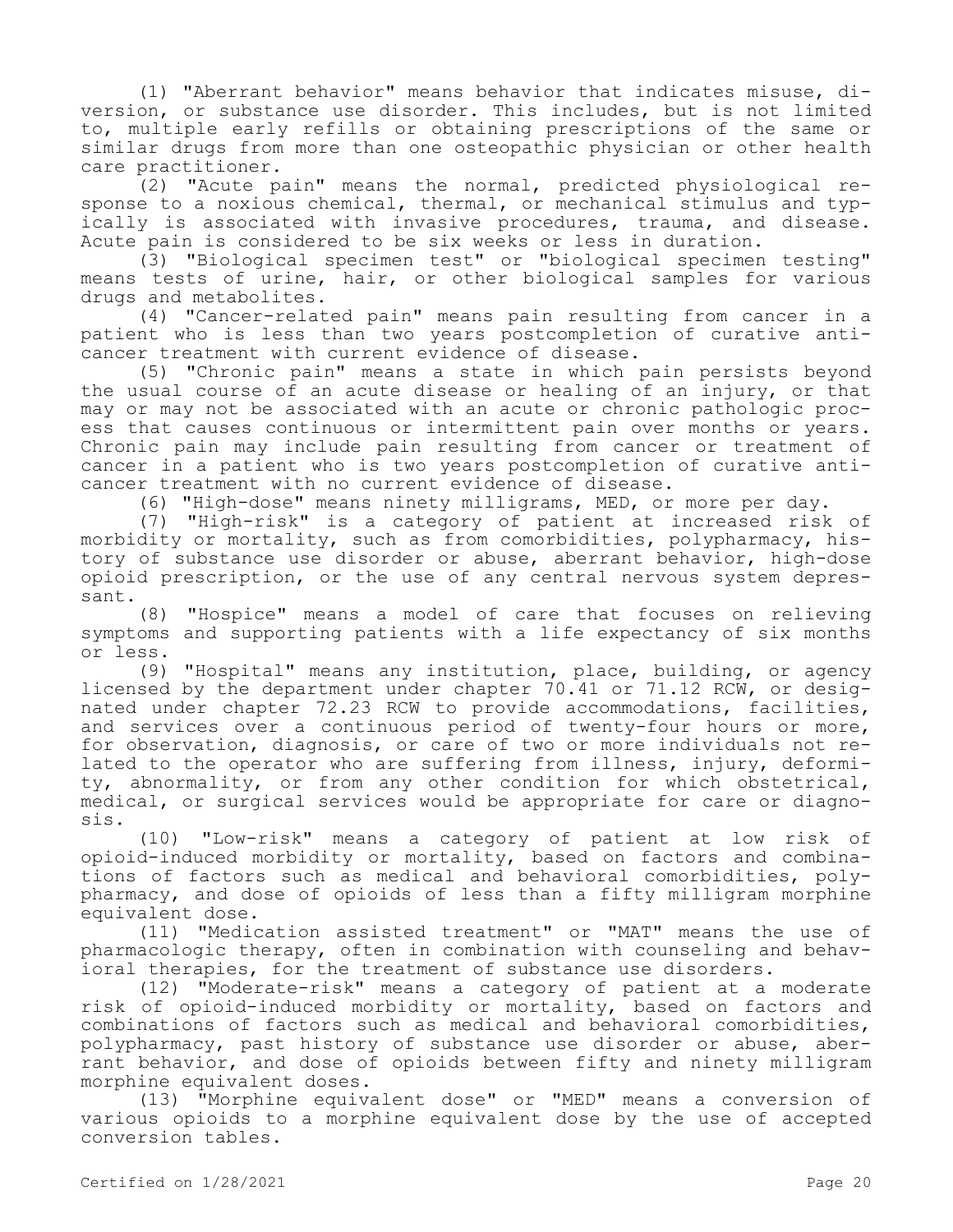(1) "Aberrant behavior" means behavior that indicates misuse, diversion, or substance use disorder. This includes, but is not limited to, multiple early refills or obtaining prescriptions of the same or similar drugs from more than one osteopathic physician or other health care practitioner.

(2) "Acute pain" means the normal, predicted physiological response to a noxious chemical, thermal, or mechanical stimulus and typically is associated with invasive procedures, trauma, and disease. Acute pain is considered to be six weeks or less in duration.

(3) "Biological specimen test" or "biological specimen testing" means tests of urine, hair, or other biological samples for various drugs and metabolites.

(4) "Cancer-related pain" means pain resulting from cancer in a patient who is less than two years postcompletion of curative anticancer treatment with current evidence of disease.

(5) "Chronic pain" means a state in which pain persists beyond the usual course of an acute disease or healing of an injury, or that may or may not be associated with an acute or chronic pathologic process that causes continuous or intermittent pain over months or years. Chronic pain may include pain resulting from cancer or treatment of cancer in a patient who is two years postcompletion of curative anticancer treatment with no current evidence of disease.

(6) "High-dose" means ninety milligrams, MED, or more per day.

(7) "High-risk" is a category of patient at increased risk of morbidity or mortality, such as from comorbidities, polypharmacy, history of substance use disorder or abuse, aberrant behavior, high-dose opioid prescription, or the use of any central nervous system depressant.

(8) "Hospice" means a model of care that focuses on relieving symptoms and supporting patients with a life expectancy of six months or less.

(9) "Hospital" means any institution, place, building, or agency licensed by the department under chapter 70.41 or 71.12 RCW, or designated under chapter 72.23 RCW to provide accommodations, facilities, and services over a continuous period of twenty-four hours or more, for observation, diagnosis, or care of two or more individuals not related to the operator who are suffering from illness, injury, deformity, abnormality, or from any other condition for which obstetrical, medical, or surgical services would be appropriate for care or diagnosis.

(10) "Low-risk" means a category of patient at low risk of opioid-induced morbidity or mortality, based on factors and combinations of factors such as medical and behavioral comorbidities, polypharmacy, and dose of opioids of less than a fifty milligram morphine equivalent dose.

(11) "Medication assisted treatment" or "MAT" means the use of pharmacologic therapy, often in combination with counseling and behavioral therapies, for the treatment of substance use disorders.

(12) "Moderate-risk" means a category of patient at a moderate risk of opioid-induced morbidity or mortality, based on factors and combinations of factors such as medical and behavioral comorbidities, polypharmacy, past history of substance use disorder or abuse, aberrant behavior, and dose of opioids between fifty and ninety milligram morphine equivalent doses.

(13) "Morphine equivalent dose" or "MED" means a conversion of various opioids to a morphine equivalent dose by the use of accepted conversion tables.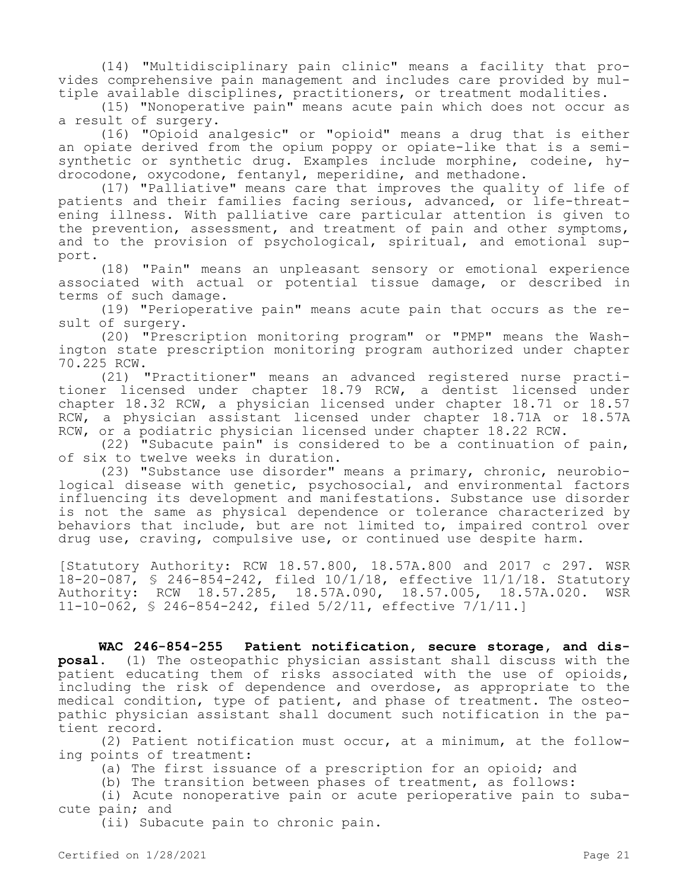(14) "Multidisciplinary pain clinic" means a facility that provides comprehensive pain management and includes care provided by multiple available disciplines, practitioners, or treatment modalities.

(15) "Nonoperative pain" means acute pain which does not occur as a result of surgery.

(16) "Opioid analgesic" or "opioid" means a drug that is either an opiate derived from the opium poppy or opiate-like that is a semi-synthetic or synthetic drug. Examples include morphine, codeine, hydrocodone, oxycodone, fentanyl, meperidine, and methadone.

(17) "Palliative" means care that improves the quality of life of patients and their families facing serious, advanced, or life-threatening illness. With palliative care particular attention is given to the prevention, assessment, and treatment of pain and other symptoms, and to the provision of psychological, spiritual, and emotional support.

(18) "Pain" means an unpleasant sensory or emotional experience associated with actual or potential tissue damage, or described in terms of such damage.

(19) "Perioperative pain" means acute pain that occurs as the result of surgery.

(20) "Prescription monitoring program" or "PMP" means the Washington state prescription monitoring program authorized under chapter 70.225 RCW.

(21) "Practitioner" means an advanced registered nurse practitioner licensed under chapter 18.79 RCW, a dentist licensed under chapter 18.32 RCW, a physician licensed under chapter 18.71 or 18.57 RCW, a physician assistant licensed under chapter 18.71A or 18.57A RCW, or a podiatric physician licensed under chapter 18.22 RCW.

(22) "Subacute pain" is considered to be a continuation of pain, of six to twelve weeks in duration.

(23) "Substance use disorder" means a primary, chronic, neurobiological disease with genetic, psychosocial, and environmental factors influencing its development and manifestations. Substance use disorder is not the same as physical dependence or tolerance characterized by behaviors that include, but are not limited to, impaired control over drug use, craving, compulsive use, or continued use despite harm.

[Statutory Authority: RCW 18.57.800, 18.57A.800 and 2017 c 297. WSR 18-20-087, § 246-854-242, filed 10/1/18, effective 11/1/18. Statutory Authority: RCW 18.57.285, 18.57A.090, 18.57.005, 18.57A.020. WSR 11-10-062, § 246-854-242, filed 5/2/11, effective 7/1/11.]

**WAC 246-854-255 Patient notification, secure storage, and disposal.** (1) The osteopathic physician assistant shall discuss with the patient educating them of risks associated with the use of opioids, including the risk of dependence and overdose, as appropriate to the medical condition, type of patient, and phase of treatment. The osteopathic physician assistant shall document such notification in the patient record.

(2) Patient notification must occur, at a minimum, at the following points of treatment:

(a) The first issuance of a prescription for an opioid; and

(b) The transition between phases of treatment, as follows:

(i) Acute nonoperative pain or acute perioperative pain to subacute pain; and

(ii) Subacute pain to chronic pain.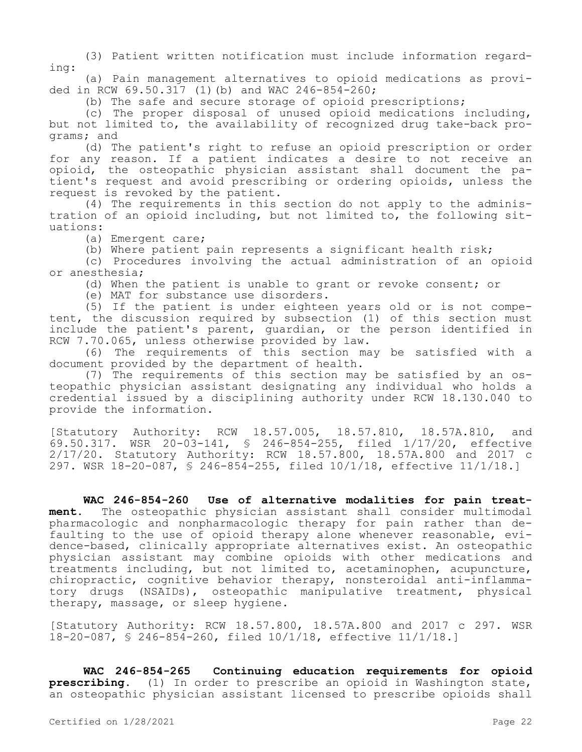(3) Patient written notification must include information regarding:

(a) Pain management alternatives to opioid medications as provided in RCW 69.50.317 (1)(b) and WAC 246-854-260;

(b) The safe and secure storage of opioid prescriptions;

(c) The proper disposal of unused opioid medications including, but not limited to, the availability of recognized drug take-back programs; and

(d) The patient's right to refuse an opioid prescription or order for any reason. If a patient indicates a desire to not receive an opioid, the osteopathic physician assistant shall document the patient's request and avoid prescribing or ordering opioids, unless the request is revoked by the patient.

(4) The requirements in this section do not apply to the administration of an opioid including, but not limited to, the following situations:

(a) Emergent care;

(b) Where patient pain represents a significant health risk;

(c) Procedures involving the actual administration of an opioid or anesthesia;

(d) When the patient is unable to grant or revoke consent; or

(e) MAT for substance use disorders.

(5) If the patient is under eighteen years old or is not competent, the discussion required by subsection (1) of this section must include the patient's parent, guardian, or the person identified in RCW 7.70.065, unless otherwise provided by law.

(6) The requirements of this section may be satisfied with a document provided by the department of health.

(7) The requirements of this section may be satisfied by an osteopathic physician assistant designating any individual who holds a credential issued by a disciplining authority under RCW 18.130.040 to provide the information.

[Statutory Authority: RCW 18.57.005, 18.57.810, 18.57A.810, and 69.50.317. WSR 20-03-141, § 246-854-255, filed 1/17/20, effective 2/17/20. Statutory Authority: RCW 18.57.800, 18.57A.800 and 2017 c 297. WSR 18-20-087, § 246-854-255, filed 10/1/18, effective 11/1/18.]

**WAC 246-854-260 Use of alternative modalities for pain treatment.** The osteopathic physician assistant shall consider multimodal pharmacologic and nonpharmacologic therapy for pain rather than defaulting to the use of opioid therapy alone whenever reasonable, evidence-based, clinically appropriate alternatives exist. An osteopathic physician assistant may combine opioids with other medications and treatments including, but not limited to, acetaminophen, acupuncture, chiropractic, cognitive behavior therapy, nonsteroidal anti-inflammatory drugs (NSAIDs), osteopathic manipulative treatment, physical therapy, massage, or sleep hygiene.

[Statutory Authority: RCW 18.57.800, 18.57A.800 and 2017 c 297. WSR 18-20-087, § 246-854-260, filed 10/1/18, effective 11/1/18.]

**WAC 246-854-265 Continuing education requirements for opioid prescribing.** (1) In order to prescribe an opioid in Washington state, an osteopathic physician assistant licensed to prescribe opioids shall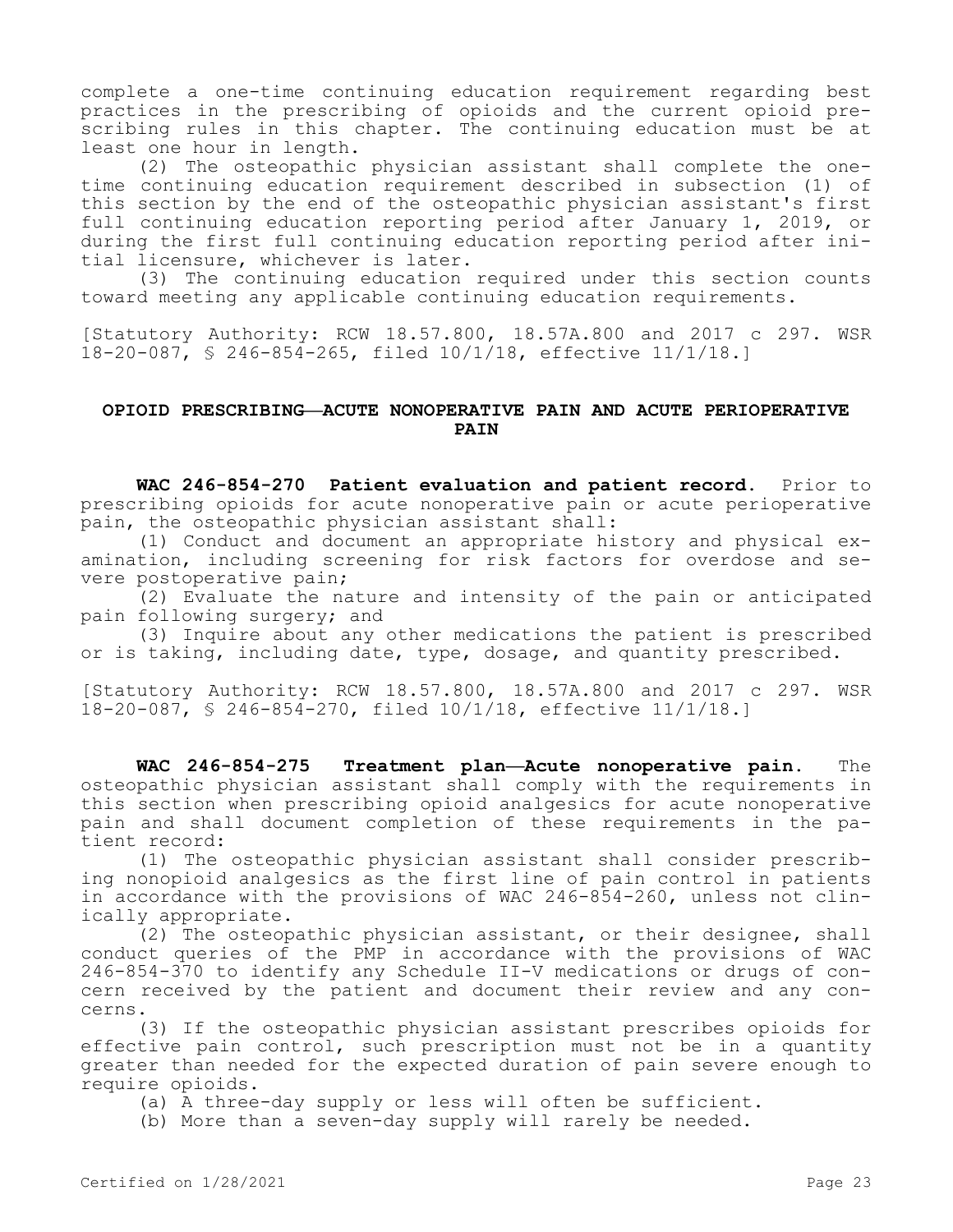complete a one-time continuing education requirement regarding best practices in the prescribing of opioids and the current opioid prescribing rules in this chapter. The continuing education must be at least one hour in length.

(2) The osteopathic physician assistant shall complete the one-time continuing education requirement described in subsection (1) of this section by the end of the osteopathic physician assistant's first full continuing education reporting period after January 1, 2019, or during the first full continuing education reporting period after initial licensure, whichever is later.

(3) The continuing education required under this section counts toward meeting any applicable continuing education requirements.

[Statutory Authority: RCW 18.57.800, 18.57A.800 and 2017 c 297. WSR 18-20-087, § 246-854-265, filed 10/1/18, effective 11/1/18.]

## OPIOID PRESCRIBING—ACUTE NONOPERATIVE PAIN AND ACUTE PERIOPERATIVE PAIN

**WAC 246-854-270 Patient evaluation and patient record.** Prior to prescribing opioids for acute nonoperative pain or acute perioperative pain, the osteopathic physician assistant shall:

(1) Conduct and document an appropriate history and physical examination, including screening for risk factors for overdose and severe postoperative pain;

(2) Evaluate the nature and intensity of the pain or anticipated pain following surgery; and

(3) Inquire about any other medications the patient is prescribed or is taking, including date, type, dosage, and quantity prescribed.

[Statutory Authority: RCW 18.57.800, 18.57A.800 and 2017 c 297. WSR 18-20-087, § 246-854-270, filed 10/1/18, effective 11/1/18.]

**WAC 246-854-275 Treatment plan—Acute nonoperative pain.** The osteopathic physician assistant shall comply with the requirements in this section when prescribing opioid analgesics for acute nonoperative pain and shall document completion of these requirements in the patient record:

(1) The osteopathic physician assistant shall consider prescribing nonopioid analgesics as the first line of pain control in patients in accordance with the provisions of WAC 246-854-260, unless not clinically appropriate.

(2) The osteopathic physician assistant, or their designee, shall conduct queries of the PMP in accordance with the provisions of WAC 246-854-370 to identify any Schedule II-V medications or drugs of concern received by the patient and document their review and any concerns.

(3) If the osteopathic physician assistant prescribes opioids for effective pain control, such prescription must not be in a quantity greater than needed for the expected duration of pain severe enough to require opioids.

(a) A three-day supply or less will often be sufficient.

(b) More than a seven-day supply will rarely be needed.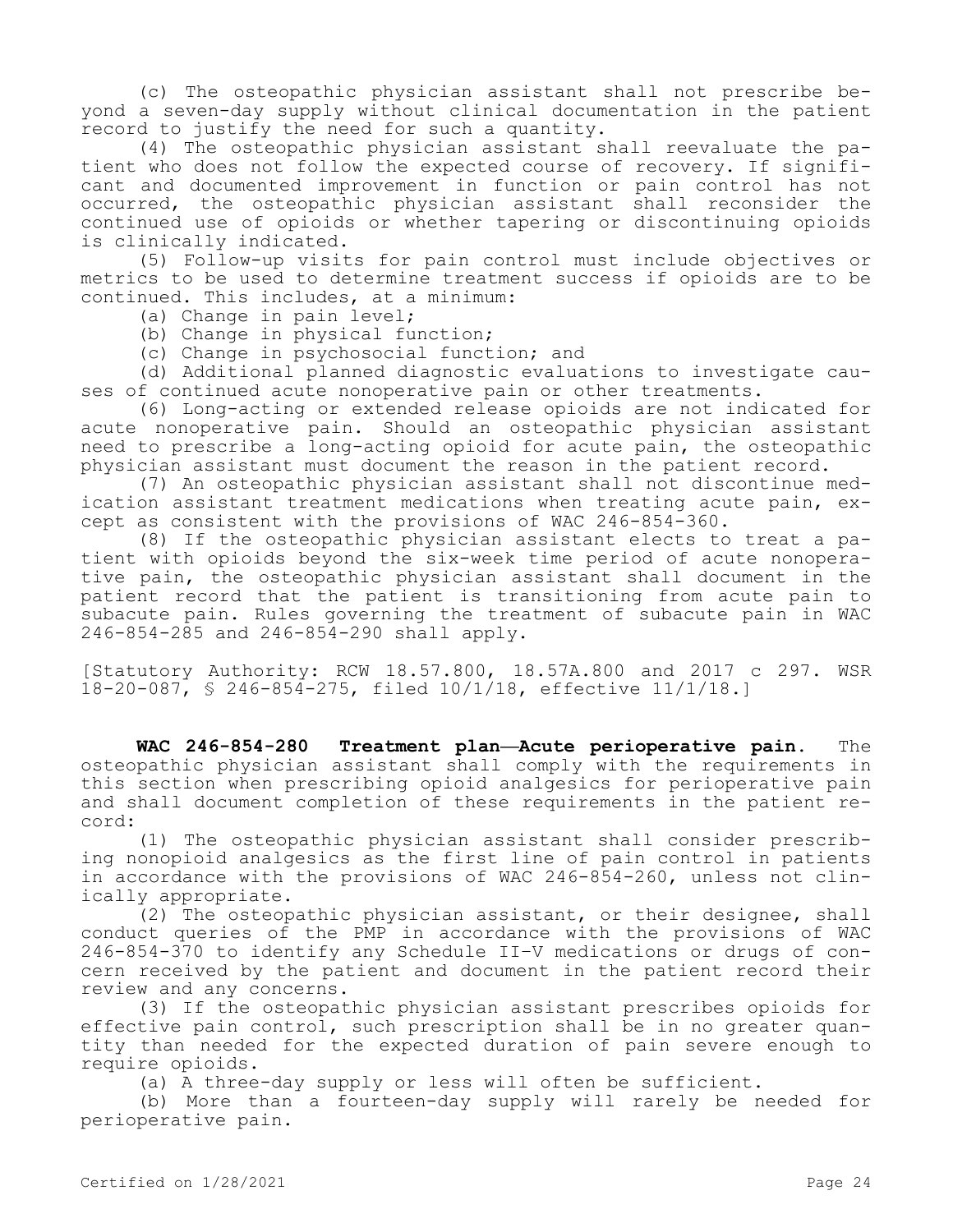(c) The osteopathic physician assistant shall not prescribe beyond a seven-day supply without clinical documentation in the patient record to justify the need for such a quantity.

(4) The osteopathic physician assistant shall reevaluate the patient who does not follow the expected course of recovery. If significant and documented improvement in function or pain control has not occurred, the osteopathic physician assistant shall reconsider the continued use of opioids or whether tapering or discontinuing opioids is clinically indicated.

(5) Follow-up visits for pain control must include objectives or metrics to be used to determine treatment success if opioids are to be continued. This includes, at a minimum:

(a) Change in pain level;

(b) Change in physical function;

(c) Change in psychosocial function; and

(d) Additional planned diagnostic evaluations to investigate causes of continued acute nonoperative pain or other treatments.

(6) Long-acting or extended release opioids are not indicated for acute nonoperative pain. Should an osteopathic physician assistant need to prescribe a long-acting opioid for acute pain, the osteopathic physician assistant must document the reason in the patient record.

(7) An osteopathic physician assistant shall not discontinue medication assistant treatment medications when treating acute pain, except as consistent with the provisions of WAC 246-854-360.

(8) If the osteopathic physician assistant elects to treat a patient with opioids beyond the six-week time period of acute nonoperative pain, the osteopathic physician assistant shall document in the patient record that the patient is transitioning from acute pain to subacute pain. Rules governing the treatment of subacute pain in WAC 246-854-285 and 246-854-290 shall apply.

[Statutory Authority: RCW 18.57.800, 18.57A.800 and 2017 c 297. WSR 18-20-087, § 246-854-275, filed 10/1/18, effective 11/1/18.]

**WAC 246-854-280 Treatment plan—Acute perioperative pain.** The osteopathic physician assistant shall comply with the requirements in this section when prescribing opioid analgesics for perioperative pain and shall document completion of these requirements in the patient record:

(1) The osteopathic physician assistant shall consider prescribing nonopioid analgesics as the first line of pain control in patients in accordance with the provisions of WAC 246-854-260, unless not clinically appropriate.

(2) The osteopathic physician assistant, or their designee, shall conduct queries of the PMP in accordance with the provisions of WAC 246-854-370 to identify any Schedule II-V medications or drugs of concern received by the patient and document in the patient record their review and any concerns.

(3) If the osteopathic physician assistant prescribes opioids for effective pain control, such prescription shall be in no greater quantity than needed for the expected duration of pain severe enough to require opioids.

(a) A three-day supply or less will often be sufficient.

(b) More than a fourteen-day supply will rarely be needed for perioperative pain.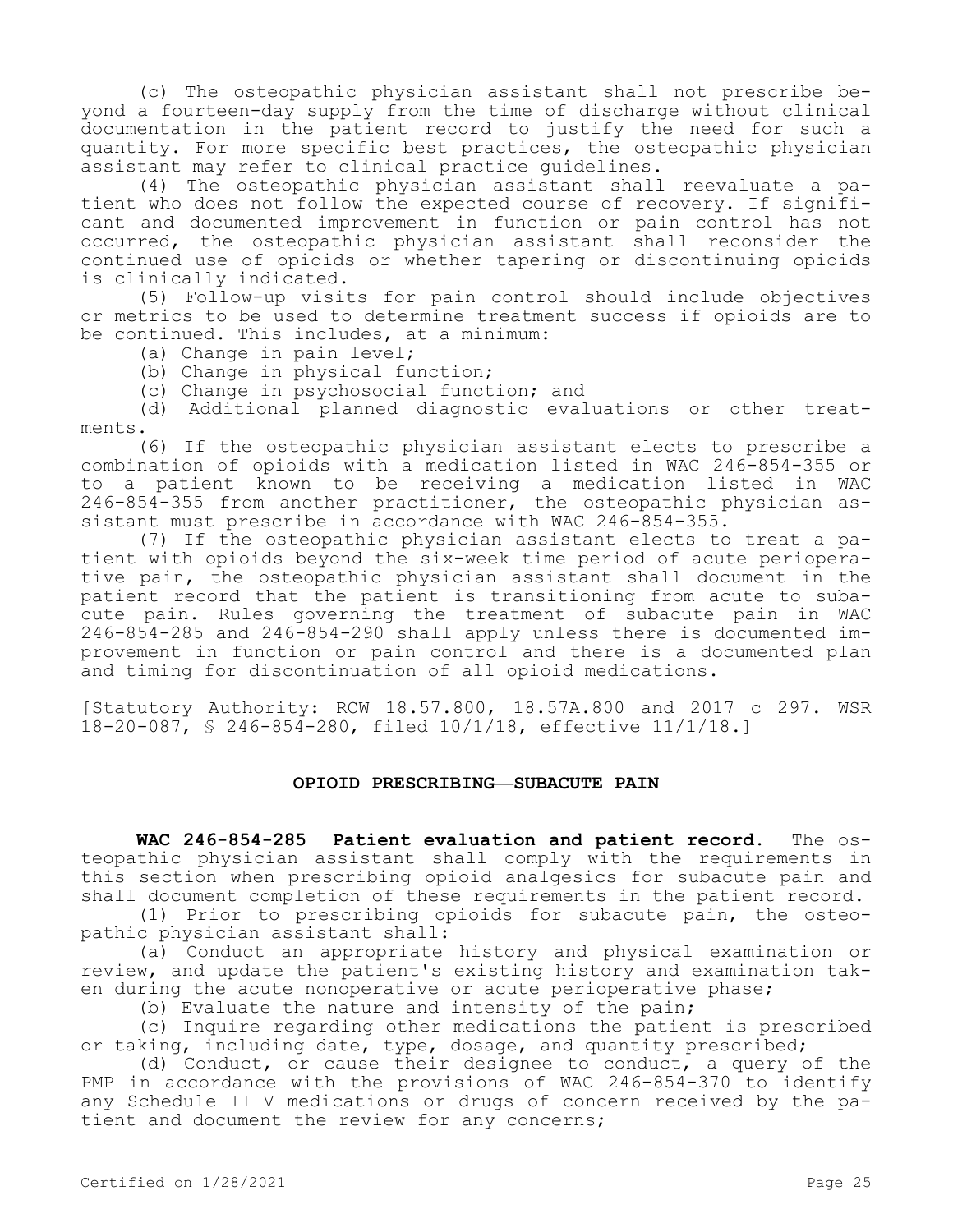(c) The osteopathic physician assistant shall not prescribe beyond a fourteen-day supply from the time of discharge without clinical documentation in the patient record to justify the need for such a quantity. For more specific best practices, the osteopathic physician assistant may refer to clinical practice guidelines.

(4) The osteopathic physician assistant shall reevaluate a patient who does not follow the expected course of recovery. If significant and documented improvement in function or pain control has not occurred, the osteopathic physician assistant shall reconsider the continued use of opioids or whether tapering or discontinuing opioids is clinically indicated.

(5) Follow-up visits for pain control should include objectives or metrics to be used to determine treatment success if opioids are to be continued. This includes, at a minimum:

(a) Change in pain level;

(b) Change in physical function;

(c) Change in psychosocial function; and

(d) Additional planned diagnostic evaluations or other treatments.

(6) If the osteopathic physician assistant elects to prescribe a combination of opioids with a medication listed in WAC 246-854-355 or to a patient known to be receiving a medication listed in WAC 246-854-355 from another practitioner, the osteopathic physician assistant must prescribe in accordance with WAC 246-854-355.

(7) If the osteopathic physician assistant elects to treat a patient with opioids beyond the six-week time period of acute perioperative pain, the osteopathic physician assistant shall document in the patient record that the patient is transitioning from acute to subacute pain. Rules governing the treatment of subacute pain in WAC 246-854-285 and 246-854-290 shall apply unless there is documented improvement in function or pain control and there is a documented plan and timing for discontinuation of all opioid medications.

[Statutory Authority: RCW 18.57.800, 18.57A.800 and 2017 c 297. WSR 18-20-087, § 246-854-280, filed 10/1/18, effective 11/1/18.]

## OPIOID PRESCRIBING—SUBACUTE PAIN

**WAC 246-854-285 Patient evaluation and patient record.** The osteopathic physician assistant shall comply with the requirements in this section when prescribing opioid analgesics for subacute pain and shall document completion of these requirements in the patient record.

(1) Prior to prescribing opioids for subacute pain, the osteopathic physician assistant shall:

(a) Conduct an appropriate history and physical examination or review, and update the patient's existing history and examination taken during the acute nonoperative or acute perioperative phase;

(b) Evaluate the nature and intensity of the pain;

(c) Inquire regarding other medications the patient is prescribed or taking, including date, type, dosage, and quantity prescribed;

(d) Conduct, or cause their designee to conduct, a query of the PMP in accordance with the provisions of WAC 246-854-370 to identify any Schedule II-V medications or drugs of concern received by the patient and document the review for any concerns;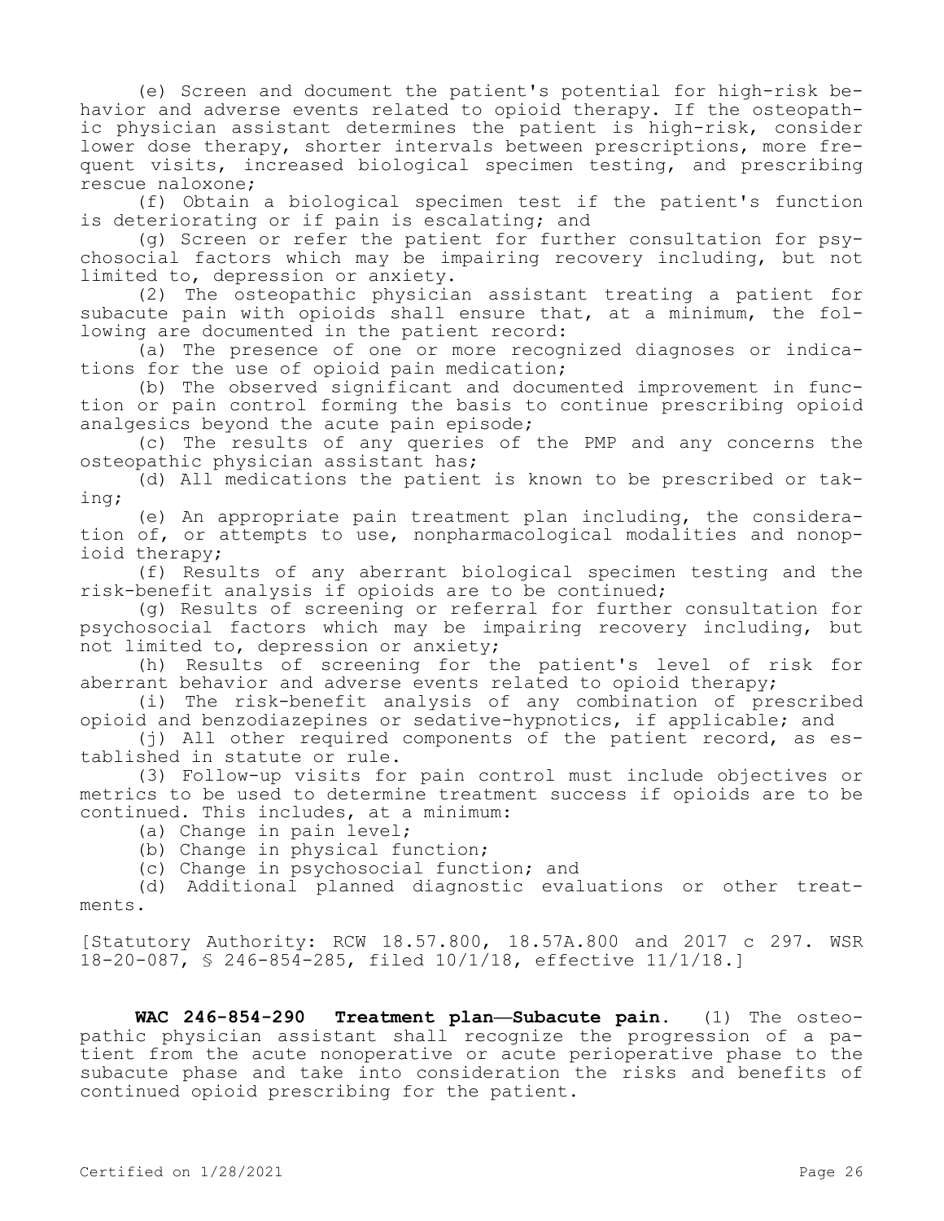(e) Screen and document the patient's potential for high-risk behavior and adverse events related to opioid therapy. If the osteopathic physician assistant determines the patient is high-risk, consider lower dose therapy, shorter intervals between prescriptions, more frequent visits, increased biological specimen testing, and prescribing rescue naloxone;

(f) Obtain a biological specimen test if the patient's function is deteriorating or if pain is escalating; and

(g) Screen or refer the patient for further consultation for psychosocial factors which may be impairing recovery including, but not limited to, depression or anxiety.

(2) The osteopathic physician assistant treating a patient for subacute pain with opioids shall ensure that, at a minimum, the following are documented in the patient record:

(a) The presence of one or more recognized diagnoses or indications for the use of opioid pain medication;

(b) The observed significant and documented improvement in function or pain control forming the basis to continue prescribing opioid analgesics beyond the acute pain episode;

(c) The results of any queries of the PMP and any concerns the osteopathic physician assistant has;

(d) All medications the patient is known to be prescribed or taking;

(e) An appropriate pain treatment plan including, the consideration of, or attempts to use, nonpharmacological modalities and nonopioid therapy;

(f) Results of any aberrant biological specimen testing and the risk-benefit analysis if opioids are to be continued;

(g) Results of screening or referral for further consultation for psychosocial factors which may be impairing recovery including, but not limited to, depression or anxiety;

(h) Results of screening for the patient's level of risk for aberrant behavior and adverse events related to opioid therapy;

(i) The risk-benefit analysis of any combination of prescribed opioid and benzodiazepines or sedative-hypnotics, if applicable; and

(j) All other required components of the patient record, as established in statute or rule.

(3) Follow-up visits for pain control must include objectives or metrics to be used to determine treatment success if opioids are to be continued. This includes, at a minimum:

(a) Change in pain level;

(b) Change in physical function;

(c) Change in psychosocial function; and

(d) Additional planned diagnostic evaluations or other treatments.

[Statutory Authority: RCW 18.57.800, 18.57A.800 and 2017 c 297. WSR 18-20-087, § 246-854-285, filed 10/1/18, effective 11/1/18.]

**WAC 246-854-290 Treatment plan—Subacute pain.** (1) The osteopathic physician assistant shall recognize the progression of a patient from the acute nonoperative or acute perioperative phase to the subacute phase and take into consideration the risks and benefits of continued opioid prescribing for the patient.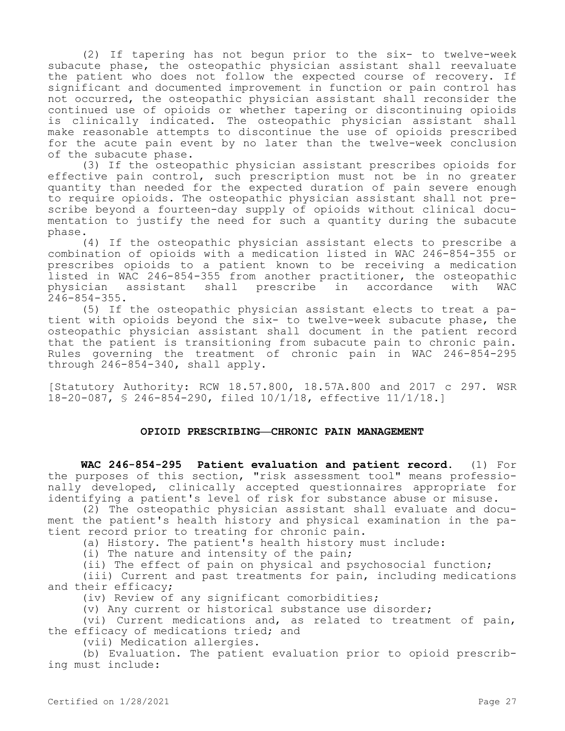(2) If tapering has not begun prior to the six- to twelve-week subacute phase, the osteopathic physician assistant shall reevaluate the patient who does not follow the expected course of recovery. If significant and documented improvement in function or pain control has not occurred, the osteopathic physician assistant shall reconsider the continued use of opioids or whether tapering or discontinuing opioids is clinically indicated. The osteopathic physician assistant shall make reasonable attempts to discontinue the use of opioids prescribed for the acute pain event by no later than the twelve-week conclusion of the subacute phase.

(3) If the osteopathic physician assistant prescribes opioids for effective pain control, such prescription must not be in no greater quantity than needed for the expected duration of pain severe enough to require opioids. The osteopathic physician assistant shall not prescribe beyond a fourteen-day supply of opioids without clinical documentation to justify the need for such a quantity during the subacute phase.

(4) If the osteopathic physician assistant elects to prescribe a combination of opioids with a medication listed in WAC 246-854-355 or prescribes opioids to a patient known to be receiving a medication listed in WAC 246-854-355 from another practitioner, the osteopathic physician assistant shall prescribe in accordance with WAC 246-854-355.

(5) If the osteopathic physician assistant elects to treat a patient with opioids beyond the six- to twelve-week subacute phase, the osteopathic physician assistant shall document in the patient record that the patient is transitioning from subacute pain to chronic pain. Rules governing the treatment of chronic pain in WAC 246-854-295 through 246-854-340, shall apply.

[Statutory Authority: RCW 18.57.800, 18.57A.800 and 2017 c 297. WSR 18-20-087, § 246-854-290, filed 10/1/18, effective 11/1/18.]

## OPIOID PRESCRIBING—CHRONIC PAIN MANAGEMENT

**WAC 246-854-295 Patient evaluation and patient record.** (1) For the purposes of this section, "risk assessment tool" means professionally developed, clinically accepted questionnaires appropriate for identifying a patient's level of risk for substance abuse or misuse.

(2) The osteopathic physician assistant shall evaluate and document the patient's health history and physical examination in the patient record prior to treating for chronic pain.

(a) History. The patient's health history must include:

(i) The nature and intensity of the pain;

(ii) The effect of pain on physical and psychosocial function;

(iii) Current and past treatments for pain, including medications and their efficacy;

(iv) Review of any significant comorbidities;

(v) Any current or historical substance use disorder;

(vi) Current medications and, as related to treatment of pain, the efficacy of medications tried; and

(vii) Medication allergies.

(b) Evaluation. The patient evaluation prior to opioid prescribing must include: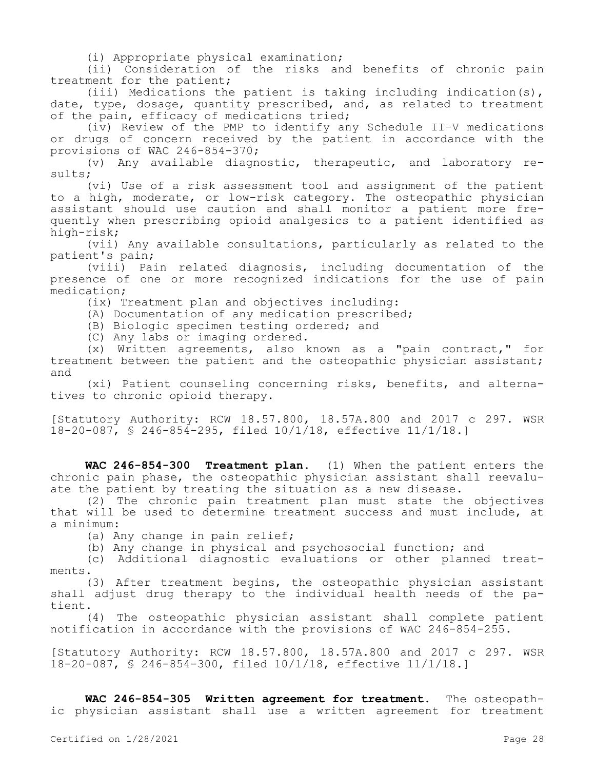(i) Appropriate physical examination;

(ii) Consideration of the risks and benefits of chronic pain treatment for the patient;

(iii) Medications the patient is taking including indication(s), date, type, dosage, quantity prescribed, and, as related to treatment of the pain, efficacy of medications tried;

(iv) Review of the PMP to identify any Schedule II-V medications or drugs of concern received by the patient in accordance with the provisions of WAC 246-854-370;

(v) Any available diagnostic, therapeutic, and laboratory results;

(vi) Use of a risk assessment tool and assignment of the patient to a high, moderate, or low-risk category. The osteopathic physician assistant should use caution and shall monitor a patient more frequently when prescribing opioid analgesics to a patient identified as high-risk;

(vii) Any available consultations, particularly as related to the patient's pain;

(viii) Pain related diagnosis, including documentation of the presence of one or more recognized indications for the use of pain medication;

(ix) Treatment plan and objectives including:

(A) Documentation of any medication prescribed;

(B) Biologic specimen testing ordered; and

(C) Any labs or imaging ordered.

(x) Written agreements, also known as a "pain contract," for treatment between the patient and the osteopathic physician assistant; and

(xi) Patient counseling concerning risks, benefits, and alternatives to chronic opioid therapy.

[Statutory Authority: RCW 18.57.800, 18.57A.800 and 2017 c 297. WSR 18-20-087, § 246-854-295, filed 10/1/18, effective 11/1/18.]

**WAC 246-854-300 Treatment plan.** (1) When the patient enters the chronic pain phase, the osteopathic physician assistant shall reevaluate the patient by treating the situation as a new disease.

(2) The chronic pain treatment plan must state the objectives that will be used to determine treatment success and must include, at a minimum:

(a) Any change in pain relief;

(b) Any change in physical and psychosocial function; and

(c) Additional diagnostic evaluations or other planned treatments.

(3) After treatment begins, the osteopathic physician assistant shall adjust drug therapy to the individual health needs of the patient.

(4) The osteopathic physician assistant shall complete patient notification in accordance with the provisions of WAC 246-854-255.

[Statutory Authority: RCW 18.57.800, 18.57A.800 and 2017 c 297. WSR 18-20-087, § 246-854-300, filed 10/1/18, effective 11/1/18.]

**WAC 246-854-305 Written agreement for treatment.** The osteopathic physician assistant shall use a written agreement for treatment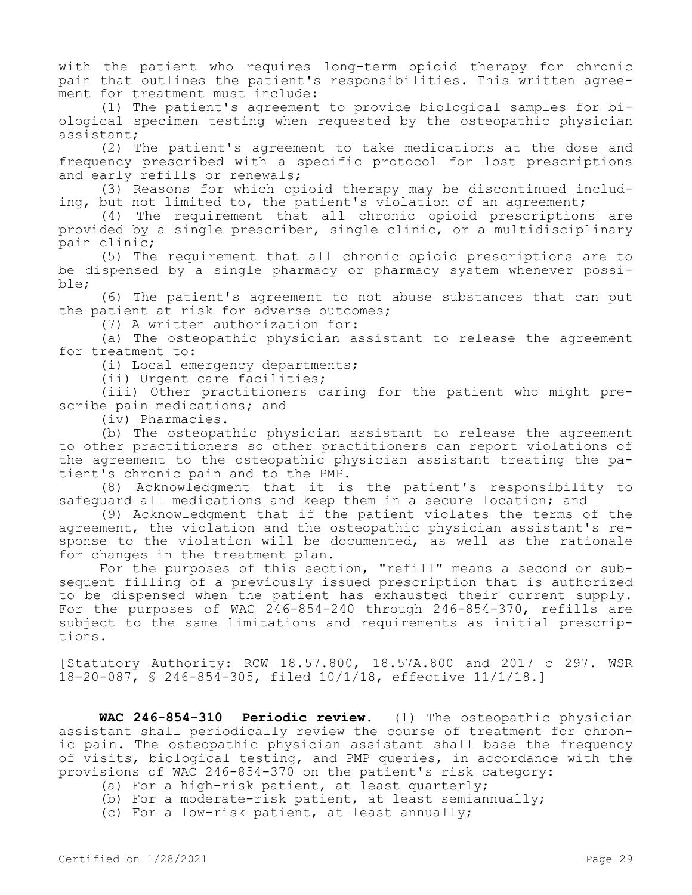with the patient who requires long-term opioid therapy for chronic pain that outlines the patient's responsibilities. This written agreement for treatment must include:

(1) The patient's agreement to provide biological samples for biological specimen testing when requested by the osteopathic physician assistant;

(2) The patient's agreement to take medications at the dose and frequency prescribed with a specific protocol for lost prescriptions and early refills or renewals;

(3) Reasons for which opioid therapy may be discontinued including, but not limited to, the patient's violation of an agreement;

(4) The requirement that all chronic opioid prescriptions are provided by a single prescriber, single clinic, or a multidisciplinary pain clinic;

(5) The requirement that all chronic opioid prescriptions are to be dispensed by a single pharmacy or pharmacy system whenever possible;

(6) The patient's agreement to not abuse substances that can put the patient at risk for adverse outcomes;

(7) A written authorization for:

(a) The osteopathic physician assistant to release the agreement for treatment to:

(i) Local emergency departments;

(ii) Urgent care facilities;

(iii) Other practitioners caring for the patient who might prescribe pain medications; and

(iv) Pharmacies.

(b) The osteopathic physician assistant to release the agreement to other practitioners so other practitioners can report violations of the agreement to the osteopathic physician assistant treating the patient's chronic pain and to the PMP.

(8) Acknowledgment that it is the patient's responsibility to safeguard all medications and keep them in a secure location; and

(9) Acknowledgment that if the patient violates the terms of the agreement, the violation and the osteopathic physician assistant's response to the violation will be documented, as well as the rationale for changes in the treatment plan.

For the purposes of this section, "refill" means a second or subsequent filling of a previously issued prescription that is authorized to be dispensed when the patient has exhausted their current supply. For the purposes of WAC 246-854-240 through 246-854-370, refills are subject to the same limitations and requirements as initial prescriptions.

[Statutory Authority: RCW 18.57.800, 18.57A.800 and 2017 c 297. WSR 18-20-087, § 246-854-305, filed 10/1/18, effective 11/1/18.]

**WAC 246-854-310 Periodic review.** (1) The osteopathic physician assistant shall periodically review the course of treatment for chronic pain. The osteopathic physician assistant shall base the frequency of visits, biological testing, and PMP queries, in accordance with the provisions of WAC 246-854-370 on the patient's risk category:

(a) For a high-risk patient, at least quarterly;

(b) For a moderate-risk patient, at least semiannually;

(c) For a low-risk patient, at least annually;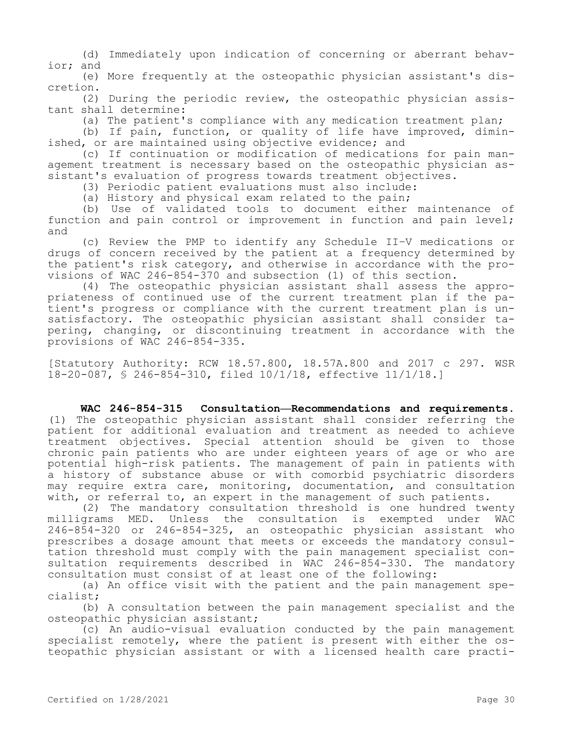(d) Immediately upon indication of concerning or aberrant behavior; and

(e) More frequently at the osteopathic physician assistant's discretion.

(2) During the periodic review, the osteopathic physician assistant shall determine:

(a) The patient's compliance with any medication treatment plan;

(b) If pain, function, or quality of life have improved, diminished, or are maintained using objective evidence; and

(c) If continuation or modification of medications for pain management treatment is necessary based on the osteopathic physician assistant's evaluation of progress towards treatment objectives.

(3) Periodic patient evaluations must also include:

(a) History and physical exam related to the pain;

(b) Use of validated tools to document either maintenance of function and pain control or improvement in function and pain level; and

(c) Review the PMP to identify any Schedule II-V medications or drugs of concern received by the patient at a frequency determined by the patient's risk category, and otherwise in accordance with the provisions of WAC 246-854-370 and subsection (1) of this section.

(4) The osteopathic physician assistant shall assess the appropriateness of continued use of the current treatment plan if the patient's progress or compliance with the current treatment plan is unsatisfactory. The osteopathic physician assistant shall consider tapering, changing, or discontinuing treatment in accordance with the provisions of WAC 246-854-335.

[Statutory Authority: RCW 18.57.800, 18.57A.800 and 2017 c 297. WSR 18-20-087, § 246-854-310, filed 10/1/18, effective 11/1/18.]

**WAC 246-854-315 Consultation—Recommendations and requirements.** (1) The osteopathic physician assistant shall consider referring the patient for additional evaluation and treatment as needed to achieve treatment objectives. Special attention should be given to those chronic pain patients who are under eighteen years of age or who are potential high-risk patients. The management of pain in patients with a history of substance abuse or with comorbid psychiatric disorders may require extra care, monitoring, documentation, and consultation with, or referral to, an expert in the management of such patients.

(2) The mandatory consultation threshold is one hundred twenty milligrams MED. Unless the consultation is exempted under WAC 246-854-320 or 246-854-325, an osteopathic physician assistant who prescribes a dosage amount that meets or exceeds the mandatory consultation threshold must comply with the pain management specialist consultation requirements described in WAC 246-854-330. The mandatory consultation must consist of at least one of the following:

(a) An office visit with the patient and the pain management specialist;

(b) A consultation between the pain management specialist and the osteopathic physician assistant;

(c) An audio-visual evaluation conducted by the pain management specialist remotely, where the patient is present with either the osteopathic physician assistant or with a licensed health care practi-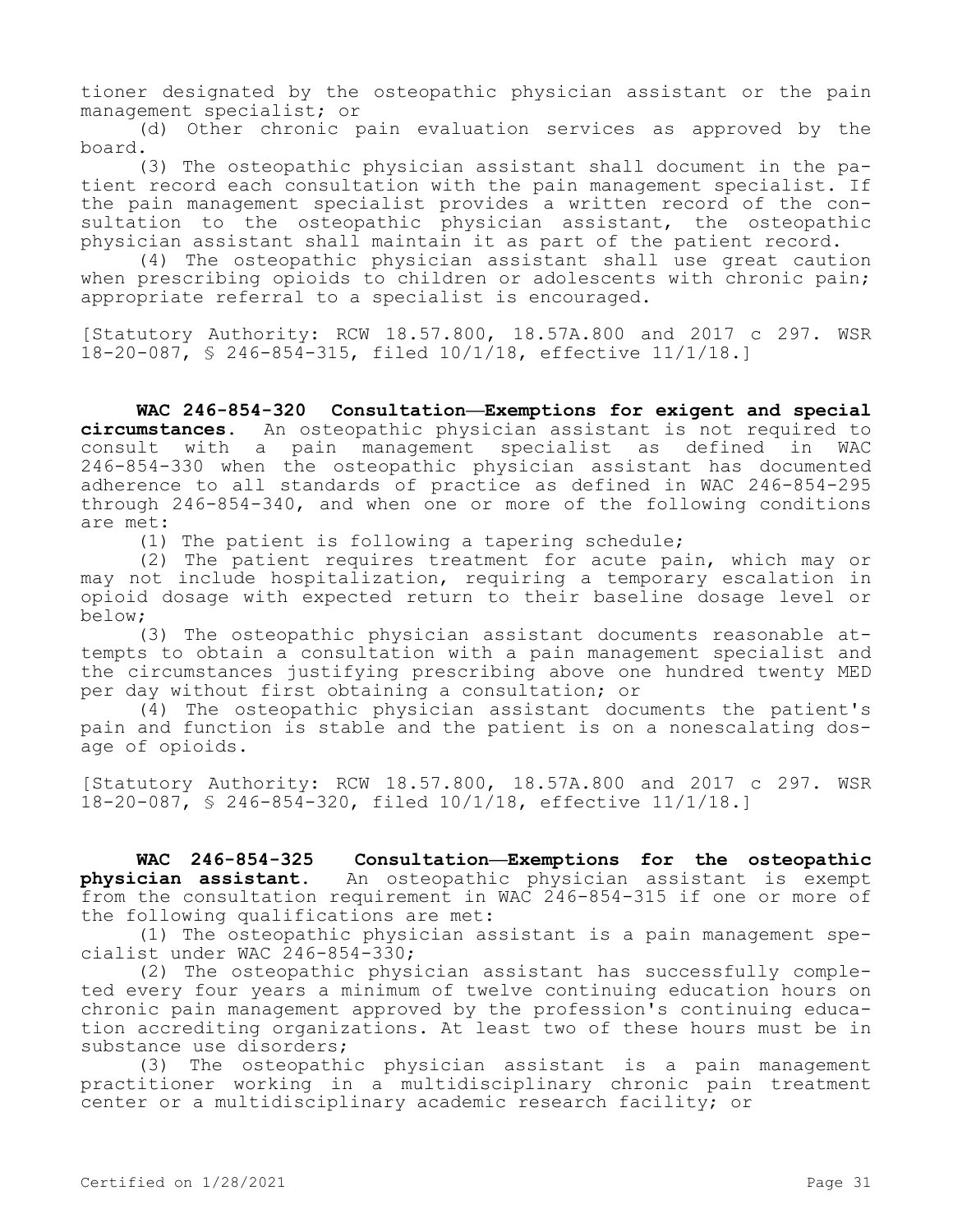tioner designated by the osteopathic physician assistant or the pain management specialist; or

(d) Other chronic pain evaluation services as approved by the board.

(3) The osteopathic physician assistant shall document in the patient record each consultation with the pain management specialist. If the pain management specialist provides a written record of the consultation to the osteopathic physician assistant, the osteopathic physician assistant shall maintain it as part of the patient record.

(4) The osteopathic physician assistant shall use great caution when prescribing opioids to children or adolescents with chronic pain; appropriate referral to a specialist is encouraged.

[Statutory Authority: RCW 18.57.800, 18.57A.800 and 2017 c 297. WSR 18-20-087, § 246-854-315, filed 10/1/18, effective 11/1/18.]

**WAC 246-854-320 Consultation—Exemptions for exigent and special circumstances.** An osteopathic physician assistant is not required to consult with a pain management specialist as defined in WAC 246-854-330 when the osteopathic physician assistant has documented adherence to all standards of practice as defined in WAC 246-854-295 through 246-854-340, and when one or more of the following conditions are met:

(1) The patient is following a tapering schedule;

(2) The patient requires treatment for acute pain, which may or may not include hospitalization, requiring a temporary escalation in opioid dosage with expected return to their baseline dosage level or below;

(3) The osteopathic physician assistant documents reasonable attempts to obtain a consultation with a pain management specialist and the circumstances justifying prescribing above one hundred twenty MED per day without first obtaining a consultation; or

(4) The osteopathic physician assistant documents the patient's pain and function is stable and the patient is on a nonescalating dosage of opioids.

[Statutory Authority: RCW 18.57.800, 18.57A.800 and 2017 c 297. WSR 18-20-087, § 246-854-320, filed 10/1/18, effective 11/1/18.]

**WAC 246-854-325 Consultation—Exemptions for the osteopathic physician assistant.** An osteopathic physician assistant is exempt from the consultation requirement in WAC 246-854-315 if one or more of the following qualifications are met:

(1) The osteopathic physician assistant is a pain management specialist under WAC 246-854-330;

(2) The osteopathic physician assistant has successfully completed every four years a minimum of twelve continuing education hours on chronic pain management approved by the profession's continuing education accrediting organizations. At least two of these hours must be in substance use disorders;

(3) The osteopathic physician assistant is a pain management practitioner working in a multidisciplinary chronic pain treatment center or a multidisciplinary academic research facility; or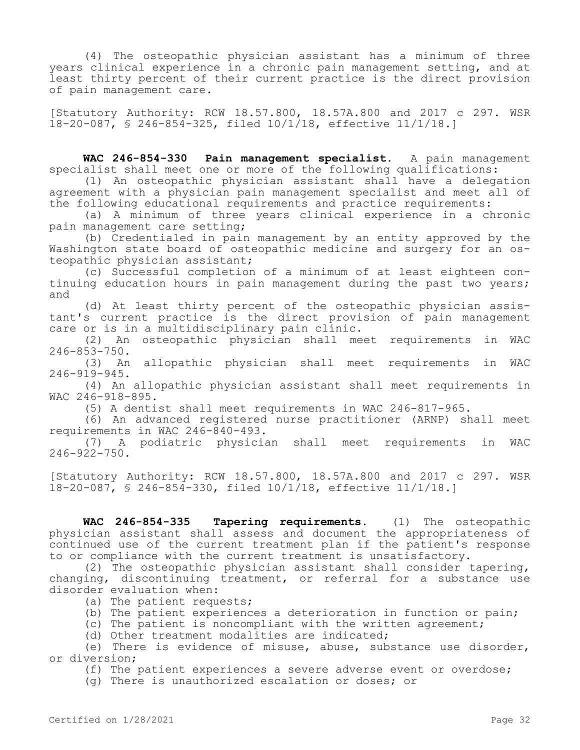(4) The osteopathic physician assistant has a minimum of three years clinical experience in a chronic pain management setting, and at least thirty percent of their current practice is the direct provision of pain management care.

[Statutory Authority: RCW 18.57.800, 18.57A.800 and 2017 c 297. WSR 18-20-087, § 246-854-325, filed 10/1/18, effective 11/1/18.]

**WAC 246-854-330 Pain management specialist.** A pain management specialist shall meet one or more of the following qualifications:

(1) An osteopathic physician assistant shall have a delegation agreement with a physician pain management specialist and meet all of the following educational requirements and practice requirements:

(a) A minimum of three years clinical experience in a chronic pain management setting;

(b) Credentialed in pain management by an entity approved by the Washington state board of osteopathic medicine and surgery for an osteopathic physician assistant;

(c) Successful completion of a minimum of at least eighteen continuing education hours in pain management during the past two years; and

(d) At least thirty percent of the osteopathic physician assistant's current practice is the direct provision of pain management care or is in a multidisciplinary pain clinic.

(2) An osteopathic physician shall meet requirements in WAC 246-853-750.

(3) An allopathic physician shall meet requirements in WAC 246-919-945.

(4) An allopathic physician assistant shall meet requirements in WAC 246-918-895.

(5) A dentist shall meet requirements in WAC 246-817-965.

(6) An advanced registered nurse practitioner (ARNP) shall meet requirements in WAC 246-840-493.

(7) A podiatric physician shall meet requirements in WAC 246-922-750.

[Statutory Authority: RCW 18.57.800, 18.57A.800 and 2017 c 297. WSR 18-20-087, § 246-854-330, filed 10/1/18, effective 11/1/18.]

**WAC 246-854-335 Tapering requirements.** (1) The osteopathic physician assistant shall assess and document the appropriateness of continued use of the current treatment plan if the patient's response to or compliance with the current treatment is unsatisfactory.

(2) The osteopathic physician assistant shall consider tapering, changing, discontinuing treatment, or referral for a substance use disorder evaluation when:

(a) The patient requests;

(b) The patient experiences a deterioration in function or pain;

(c) The patient is noncompliant with the written agreement;

(d) Other treatment modalities are indicated;

(e) There is evidence of misuse, abuse, substance use disorder, or diversion;

(f) The patient experiences a severe adverse event or overdose;

(g) There is unauthorized escalation or doses; or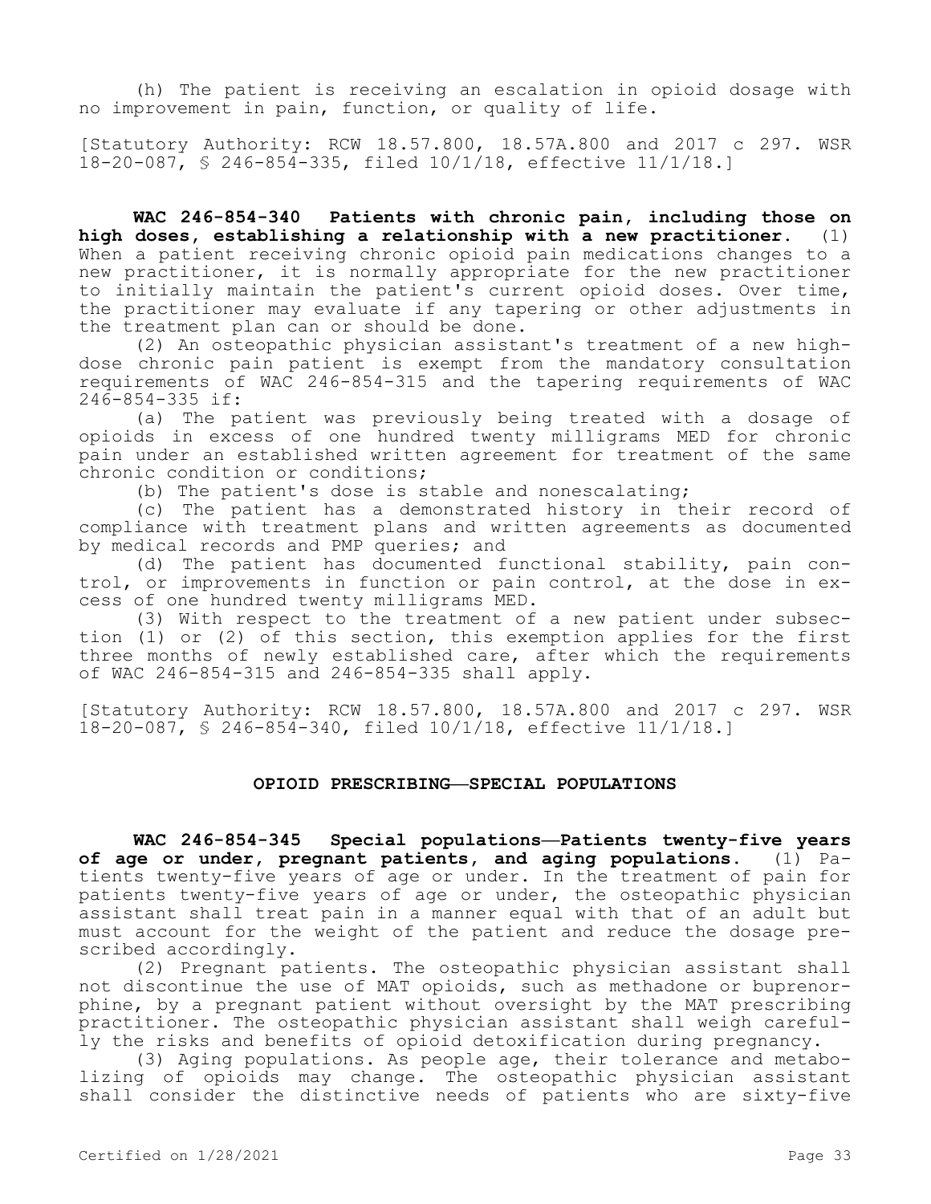(h) The patient is receiving an escalation in opioid dosage with no improvement in pain, function, or quality of life.

[Statutory Authority: RCW 18.57.800, 18.57A.800 and 2017 c 297. WSR 18-20-087, § 246-854-335, filed 10/1/18, effective 11/1/18.]

**WAC 246-854-340 Patients with chronic pain, including those on high doses, establishing a relationship with a new practitioner.** (1) When a patient receiving chronic opioid pain medications changes to a new practitioner, it is normally appropriate for the new practitioner to initially maintain the patient's current opioid doses. Over time, the practitioner may evaluate if any tapering or other adjustments in the treatment plan can or should be done.

(2) An osteopathic physician assistant's treatment of a new high-dose chronic pain patient is exempt from the mandatory consultation requirements of WAC 246-854-315 and the tapering requirements of WAC 246-854-335 if:

(a) The patient was previously being treated with a dosage of opioids in excess of one hundred twenty milligrams MED for chronic pain under an established written agreement for treatment of the same chronic condition or conditions;

(b) The patient's dose is stable and nonescalating;

(c) The patient has a demonstrated history in their record of compliance with treatment plans and written agreements as documented by medical records and PMP queries; and

(d) The patient has documented functional stability, pain control, or improvements in function or pain control, at the dose in excess of one hundred twenty milligrams MED.

(3) With respect to the treatment of a new patient under subsection (1) or (2) of this section, this exemption applies for the first three months of newly established care, after which the requirements of WAC 246-854-315 and 246-854-335 shall apply.

[Statutory Authority: RCW 18.57.800, 18.57A.800 and 2017 c 297. WSR 18-20-087, § 246-854-340, filed 10/1/18, effective 11/1/18.]

## OPIOID PRESCRIBING—SPECIAL POPULATIONS

**WAC 246-854-345 Special populations—Patients twenty-five years of age or under, pregnant patients, and aging populations.** (1) Patients twenty-five years of age or under. In the treatment of pain for patients twenty-five years of age or under, the osteopathic physician assistant shall treat pain in a manner equal with that of an adult but must account for the weight of the patient and reduce the dosage prescribed accordingly.

(2) Pregnant patients. The osteopathic physician assistant shall not discontinue the use of MAT opioids, such as methadone or buprenorphine, by a pregnant patient without oversight by the MAT prescribing practitioner. The osteopathic physician assistant shall weigh carefully the risks and benefits of opioid detoxification during pregnancy.

(3) Aging populations. As people age, their tolerance and metabolizing of opioids may change. The osteopathic physician assistant shall consider the distinctive needs of patients who are sixty-five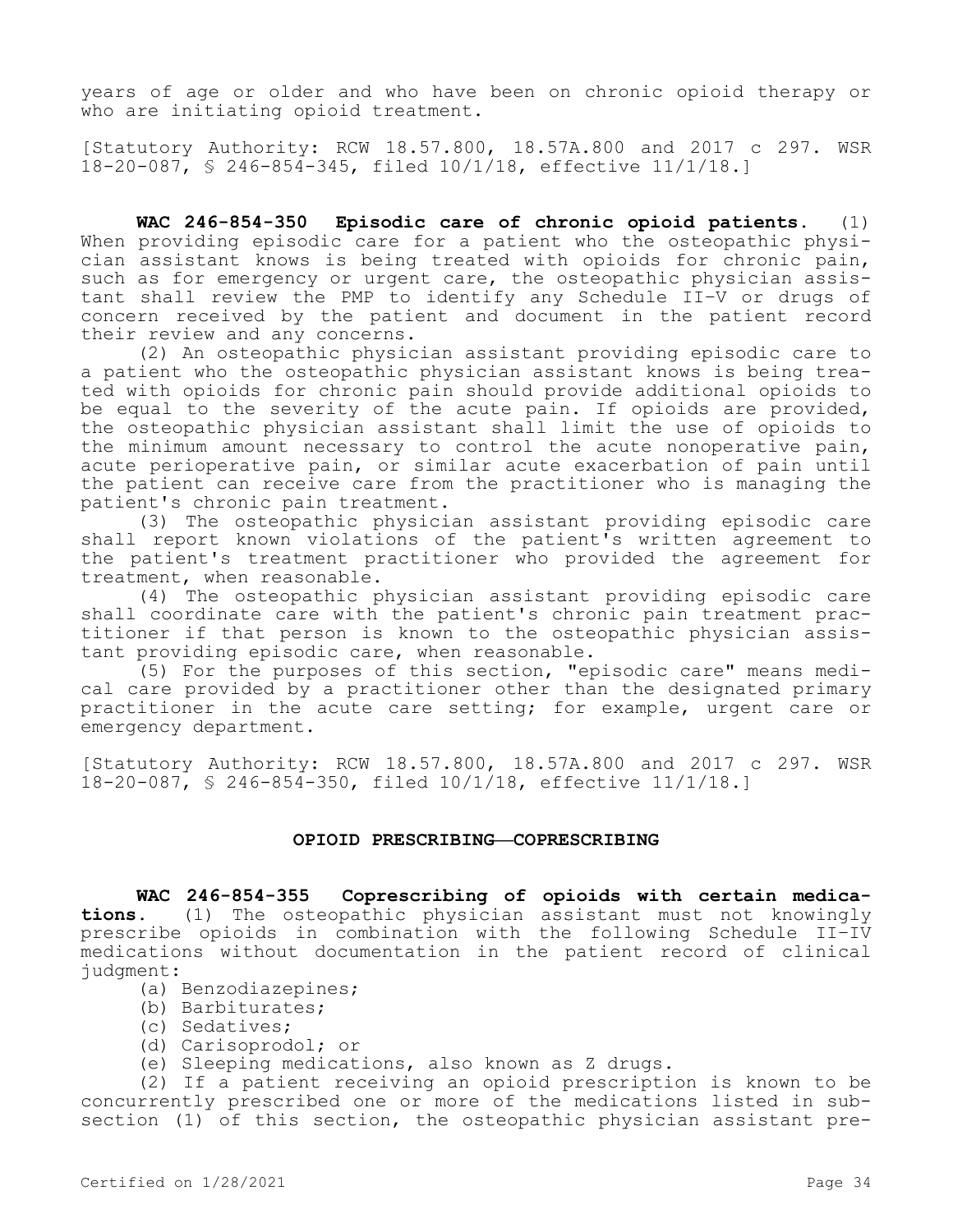years of age or older and who have been on chronic opioid therapy or who are initiating opioid treatment.

[Statutory Authority: RCW 18.57.800, 18.57A.800 and 2017 c 297. WSR 18-20-087, § 246-854-345, filed 10/1/18, effective 11/1/18.]

**WAC 246-854-350 Episodic care of chronic opioid patients.** (1) When providing episodic care for a patient who the osteopathic physician assistant knows is being treated with opioids for chronic pain, such as for emergency or urgent care, the osteopathic physician assistant shall review the PMP to identify any Schedule II-V or drugs of concern received by the patient and document in the patient record their review and any concerns.

(2) An osteopathic physician assistant providing episodic care to a patient who the osteopathic physician assistant knows is being treated with opioids for chronic pain should provide additional opioids to be equal to the severity of the acute pain. If opioids are provided, the osteopathic physician assistant shall limit the use of opioids to the minimum amount necessary to control the acute nonoperative pain, acute perioperative pain, or similar acute exacerbation of pain until the patient can receive care from the practitioner who is managing the patient's chronic pain treatment.

(3) The osteopathic physician assistant providing episodic care shall report known violations of the patient's written agreement to the patient's treatment practitioner who provided the agreement for treatment, when reasonable.

(4) The osteopathic physician assistant providing episodic care shall coordinate care with the patient's chronic pain treatment practitioner if that person is known to the osteopathic physician assistant providing episodic care, when reasonable.

(5) For the purposes of this section, "episodic care" means medical care provided by a practitioner other than the designated primary practitioner in the acute care setting; for example, urgent care or emergency department.

[Statutory Authority: RCW 18.57.800, 18.57A.800 and 2017 c 297. WSR 18-20-087, § 246-854-350, filed 10/1/18, effective 11/1/18.]

## OPIOID PRESCRIBING—COPRESCRIBING

**WAC 246-854-355 Coprescribing of opioids with certain medications.** (1) The osteopathic physician assistant must not knowingly prescribe opioids in combination with the following Schedule II-IV medications without documentation in the patient record of clinical judgment:

(a) Benzodiazepines;

(b) Barbiturates;

(c) Sedatives;

(d) Carisoprodol; or

(e) Sleeping medications, also known as Z drugs.

(2) If a patient receiving an opioid prescription is known to be concurrently prescribed one or more of the medications listed in subsection (1) of this section, the osteopathic physician assistant pre-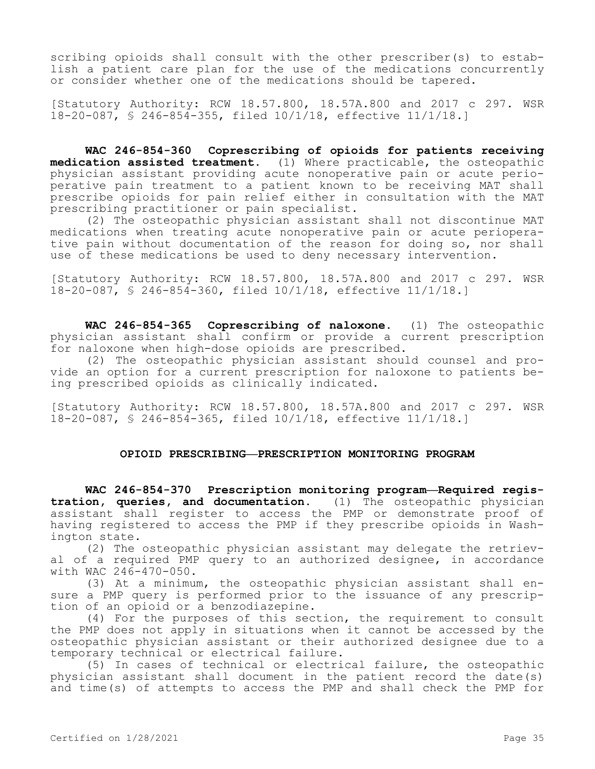scribing opioids shall consult with the other prescriber(s) to establish a patient care plan for the use of the medications concurrently or consider whether one of the medications should be tapered.

[Statutory Authority: RCW 18.57.800, 18.57A.800 and 2017 c 297. WSR 18-20-087, § 246-854-355, filed 10/1/18, effective 11/1/18.]

**WAC 246-854-360 Coprescribing of opioids for patients receiving medication assisted treatment.** (1) Where practicable, the osteopathic physician assistant providing acute nonoperative pain or acute perioperative pain treatment to a patient known to be receiving MAT shall prescribe opioids for pain relief either in consultation with the MAT prescribing practitioner or pain specialist.

(2) The osteopathic physician assistant shall not discontinue MAT medications when treating acute nonoperative pain or acute perioperative pain without documentation of the reason for doing so, nor shall use of these medications be used to deny necessary intervention.

[Statutory Authority: RCW 18.57.800, 18.57A.800 and 2017 c 297. WSR 18-20-087, § 246-854-360, filed 10/1/18, effective 11/1/18.]

**WAC 246-854-365 Coprescribing of naloxone.** (1) The osteopathic physician assistant shall confirm or provide a current prescription for naloxone when high-dose opioids are prescribed.

(2) The osteopathic physician assistant should counsel and provide an option for a current prescription for naloxone to patients being prescribed opioids as clinically indicated.

[Statutory Authority: RCW 18.57.800, 18.57A.800 and 2017 c 297. WSR 18-20-087, § 246-854-365, filed 10/1/18, effective 11/1/18.]

## OPIOID PRESCRIBING—PRESCRIPTION MONITORING PROGRAM

**WAC 246-854-370 Prescription monitoring program—Required registration, queries, and documentation.** (1) The osteopathic physician assistant shall register to access the PMP or demonstrate proof of having registered to access the PMP if they prescribe opioids in Washington state.

(2) The osteopathic physician assistant may delegate the retrieval of a required PMP query to an authorized designee, in accordance with WAC 246-470-050.

(3) At a minimum, the osteopathic physician assistant shall ensure a PMP query is performed prior to the issuance of any prescription of an opioid or a benzodiazepine.

(4) For the purposes of this section, the requirement to consult the PMP does not apply in situations when it cannot be accessed by the osteopathic physician assistant or their authorized designee due to a temporary technical or electrical failure.

(5) In cases of technical or electrical failure, the osteopathic physician assistant shall document in the patient record the date(s) and time(s) of attempts to access the PMP and shall check the PMP for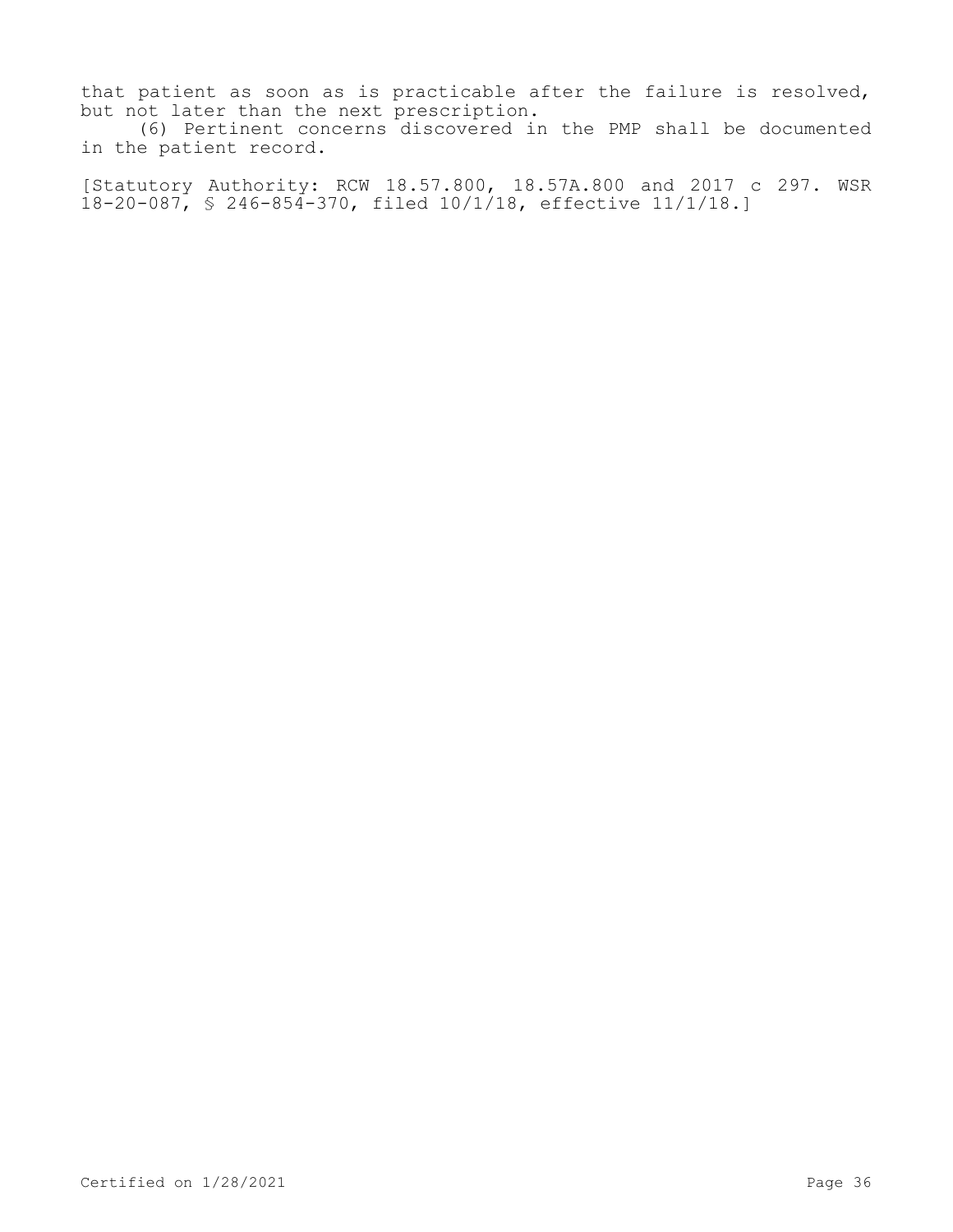that patient as soon as is practicable after the failure is resolved, but not later than the next prescription.

(6) Pertinent concerns discovered in the PMP shall be documented in the patient record.

[Statutory Authority: RCW 18.57.800, 18.57A.800 and 2017 c 297. WSR 18-20-087, § 246-854-370, filed 10/1/18, effective 11/1/18.]